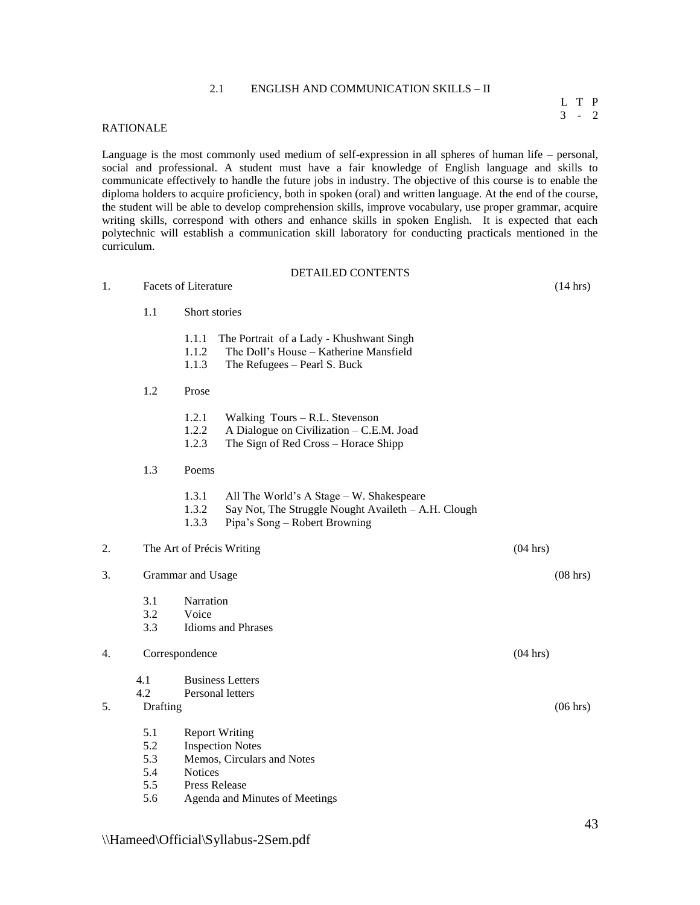## 2.1 ENGLISH AND COMMUNICATION SKILLS – II

| L | T | P |
|---|---|---|
| 3 | - | 2 |

### RATIONALE

Language is the most commonly used medium of self-expression in all spheres of human life – personal, social and professional. A student must have a fair knowledge of English language and skills to communicate effectively to handle the future jobs in industry. The objective of this course is to enable the diploma holders to acquire proficiency, both in spoken (oral) and written language. At the end of the course, the student will be able to develop comprehension skills, improve vocabulary, use proper grammar, acquire writing skills, correspond with others and enhance skills in spoken English. It is expected that each polytechnic will establish a communication skill laboratory for conducting practicals mentioned in the curriculum.

### DETAILED CONTENTS

1. Facets of Literature (14 hrs)

   1.1 Short stories

   - 1.1.1 The Portrait of a Lady - Khushwant Singh
   - 1.1.2 The Doll's House – Katherine Mansfield
   - 1.1.3 The Refugees – Pearl S. Buck

   1.2 Prose

   - 1.2.1 Walking Tours – R.L. Stevenson
   - 1.2.2 A Dialogue on Civilization – C.E.M. Joad
   - 1.2.3 The Sign of Red Cross – Horace Shipp

   1.3 Poems

   - 1.3.1 All The World's A Stage – W. Shakespeare
   - 1.3.2 Say Not, The Struggle Nought Availeth – A.H. Clough
   - 1.3.3 Pipa's Song – Robert Browning

2. The Art of Précis Writing (04 hrs)

3. Grammar and Usage (08 hrs)

   - 3.1 Narration
   - 3.2 Voice
   - 3.3 Idioms and Phrases

4. Correspondence (04 hrs)

   - 4.1 Business Letters
   - 4.2 Personal letters

5. Drafting (06 hrs)

   - 5.1 Report Writing
   - 5.2 Inspection Notes
   - 5.3 Memos, Circulars and Notes
   - 5.4 Notices
   - 5.5 Press Release
   - 5.6 Agenda and Minutes of Meetings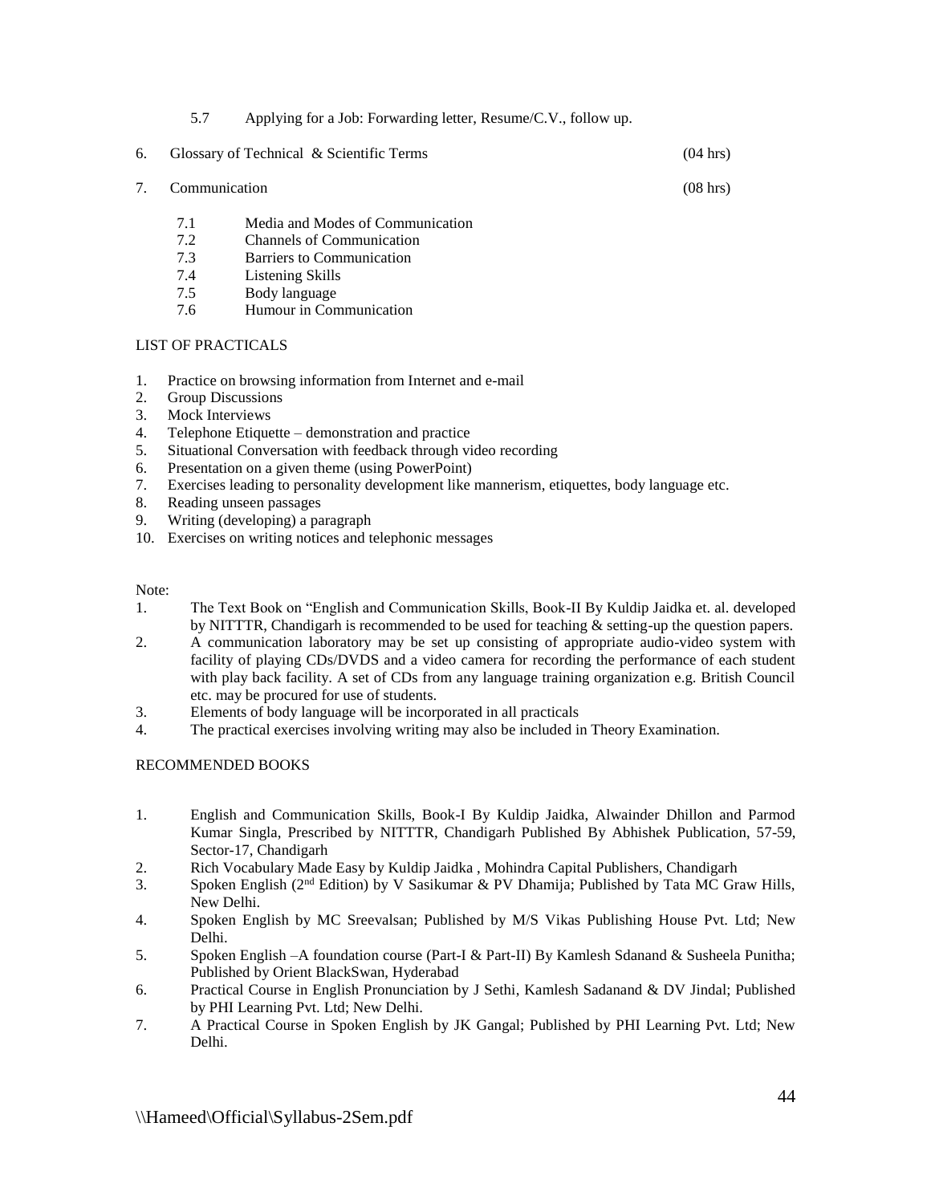5.7 Applying for a Job: Forwarding letter, Resume/C.V., follow up.

6. Glossary of Technical & Scientific Terms (04 hrs)

7. Communication (08 hrs)

    7.1 Media and Modes of Communication
    7.2 Channels of Communication
    7.3 Barriers to Communication
    7.4 Listening Skills
    7.5 Body language
    7.6 Humour in Communication

LIST OF PRACTICALS

1. Practice on browsing information from Internet and e-mail
2. Group Discussions
3. Mock Interviews
4. Telephone Etiquette – demonstration and practice
5. Situational Conversation with feedback through video recording
6. Presentation on a given theme (using PowerPoint)
7. Exercises leading to personality development like mannerism, etiquettes, body language etc.
8. Reading unseen passages
9. Writing (developing) a paragraph
10. Exercises on writing notices and telephonic messages

Note:

1. The Text Book on "English and Communication Skills, Book-II By Kuldip Jaidka et. al. developed by NITTTR, Chandigarh is recommended to be used for teaching & setting-up the question papers.
2. A communication laboratory may be set up consisting of appropriate audio-video system with facility of playing CDs/DVDS and a video camera for recording the performance of each student with play back facility. A set of CDs from any language training organization e.g. British Council etc. may be procured for use of students.
3. Elements of body language will be incorporated in all practicals
4. The practical exercises involving writing may also be included in Theory Examination.

RECOMMENDED BOOKS

1. English and Communication Skills, Book-I By Kuldip Jaidka, Alwainder Dhillon and Parmod Kumar Singla, Prescribed by NITTTR, Chandigarh Published By Abhishek Publication, 57-59, Sector-17, Chandigarh
2. Rich Vocabulary Made Easy by Kuldip Jaidka , Mohindra Capital Publishers, Chandigarh
3. Spoken English (2nd Edition) by V Sasikumar & PV Dhamija; Published by Tata MC Graw Hills, New Delhi.
4. Spoken English by MC Sreevalsan; Published by M/S Vikas Publishing House Pvt. Ltd; New Delhi.
5. Spoken English –A foundation course (Part-I & Part-II) By Kamlesh Sdanand & Susheela Punitha; Published by Orient BlackSwan, Hyderabad
6. Practical Course in English Pronunciation by J Sethi, Kamlesh Sadanand & DV Jindal; Published by PHI Learning Pvt. Ltd; New Delhi.
7. A Practical Course in Spoken English by JK Gangal; Published by PHI Learning Pvt. Ltd; New Delhi.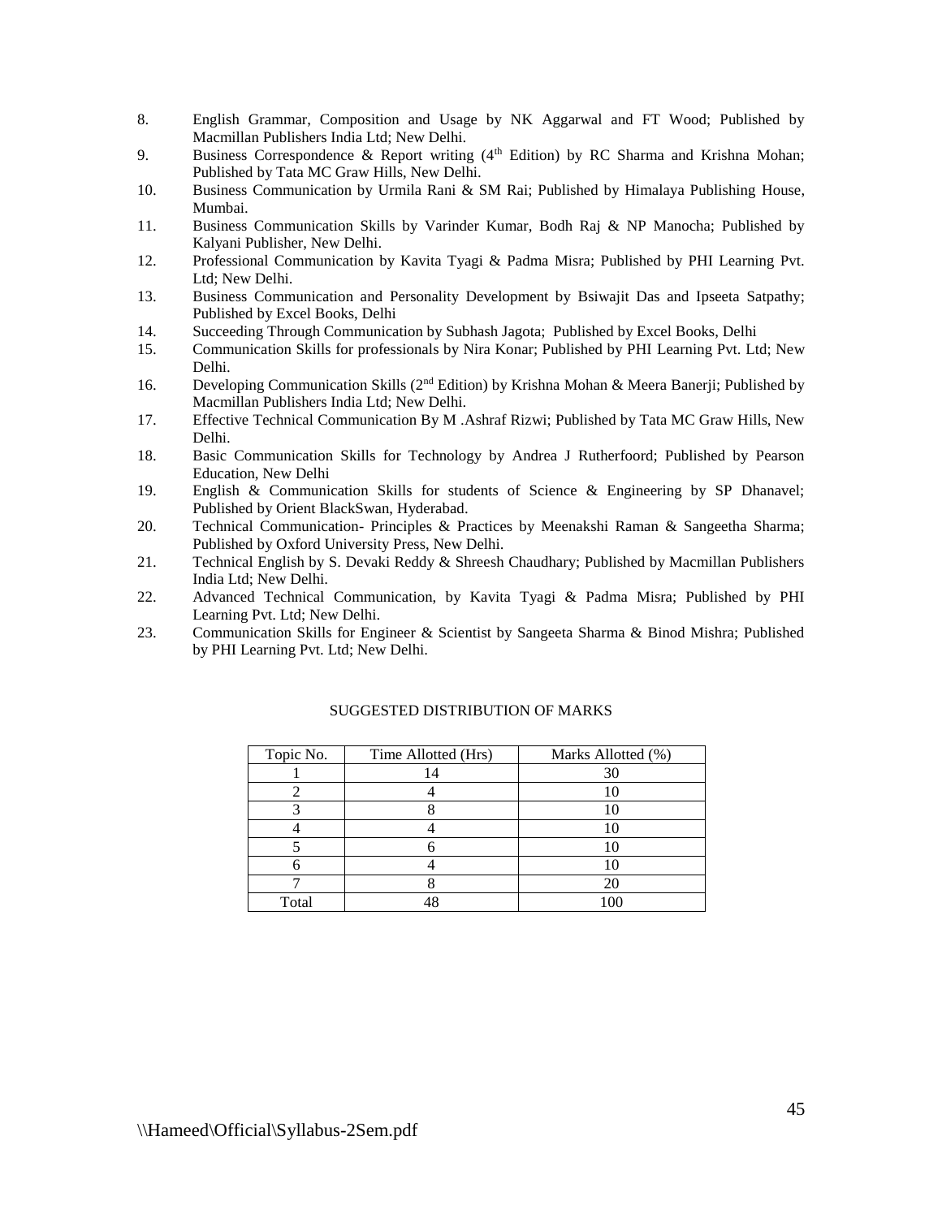8. English Grammar, Composition and Usage by NK Aggarwal and FT Wood; Published by Macmillan Publishers India Ltd; New Delhi.
9. Business Correspondence & Report writing (4th Edition) by RC Sharma and Krishna Mohan; Published by Tata MC Graw Hills, New Delhi.
10. Business Communication by Urmila Rani & SM Rai; Published by Himalaya Publishing House, Mumbai.
11. Business Communication Skills by Varinder Kumar, Bodh Raj & NP Manocha; Published by Kalyani Publisher, New Delhi.
12. Professional Communication by Kavita Tyagi & Padma Misra; Published by PHI Learning Pvt. Ltd; New Delhi.
13. Business Communication and Personality Development by Bsiwajit Das and Ipseeta Satpathy; Published by Excel Books, Delhi
14. Succeeding Through Communication by Subhash Jagota; Published by Excel Books, Delhi
15. Communication Skills for professionals by Nira Konar; Published by PHI Learning Pvt. Ltd; New Delhi.
16. Developing Communication Skills (2nd Edition) by Krishna Mohan & Meera Banerji; Published by Macmillan Publishers India Ltd; New Delhi.
17. Effective Technical Communication By M .Ashraf Rizwi; Published by Tata MC Graw Hills, New Delhi.
18. Basic Communication Skills for Technology by Andrea J Rutherfoord; Published by Pearson Education, New Delhi
19. English & Communication Skills for students of Science & Engineering by SP Dhanavel; Published by Orient BlackSwan, Hyderabad.
20. Technical Communication- Principles & Practices by Meenakshi Raman & Sangeetha Sharma; Published by Oxford University Press, New Delhi.
21. Technical English by S. Devaki Reddy & Shreesh Chaudhary; Published by Macmillan Publishers India Ltd; New Delhi.
22. Advanced Technical Communication, by Kavita Tyagi & Padma Misra; Published by PHI Learning Pvt. Ltd; New Delhi.
23. Communication Skills for Engineer & Scientist by Sangeeta Sharma & Binod Mishra; Published by PHI Learning Pvt. Ltd; New Delhi.

SUGGESTED DISTRIBUTION OF MARKS

| Topic No. | Time Allotted (Hrs) | Marks Allotted (%) |
|---|---|---|
| 1 | 14 | 30 |
| 2 | 4 | 10 |
| 3 | 8 | 10 |
| 4 | 4 | 10 |
| 5 | 6 | 10 |
| 6 | 4 | 10 |
| 7 | 8 | 20 |
| Total | 48 | 100 |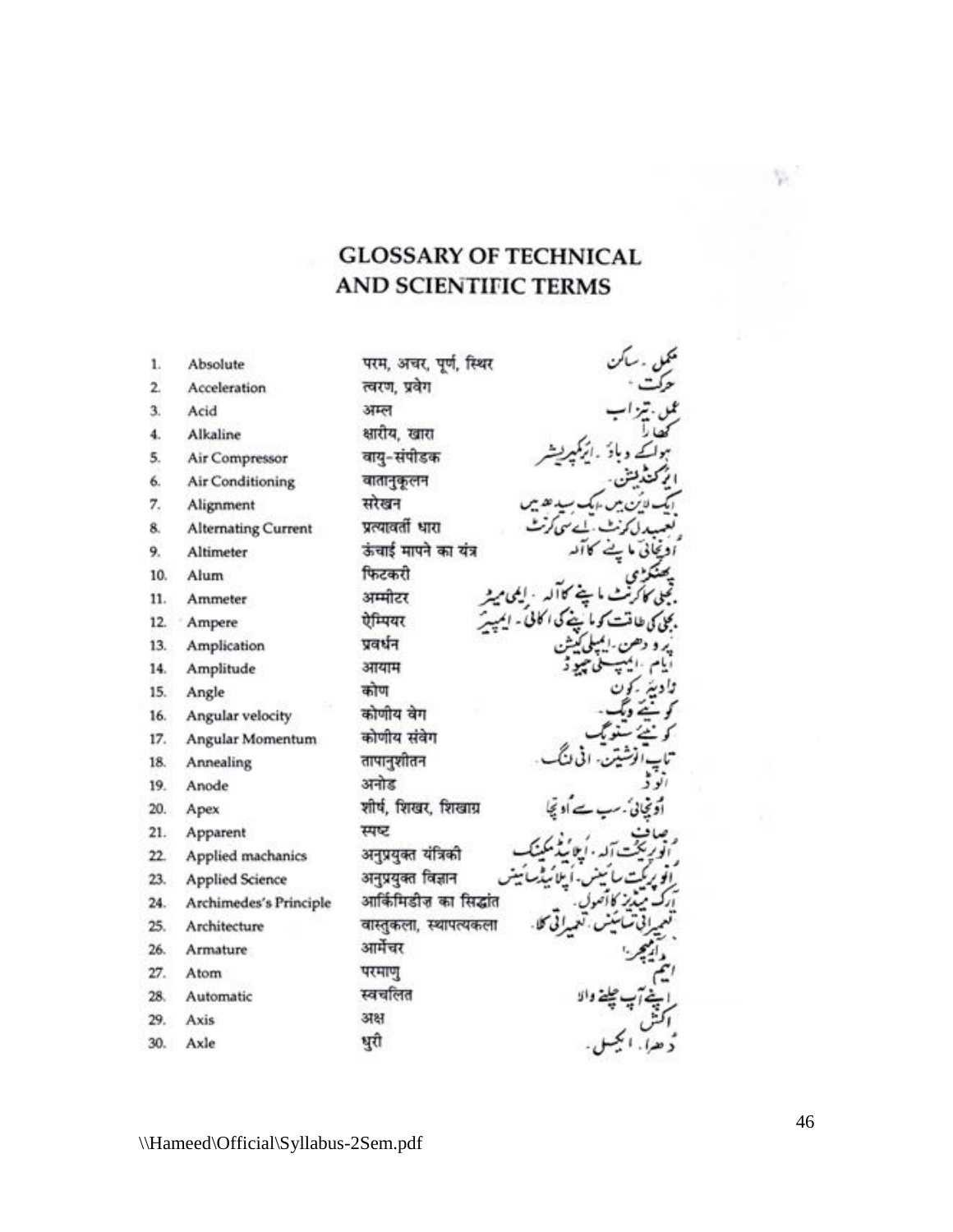# GLOSSARY OF TECHNICAL AND SCIENTIFIC TERMS

| | | | |
|---|---|---|---|
| 1. | Absolute | परम, अचर, पूर्ण, स्थिर | مکمل ۔ ساکن |
| 2. | Acceleration | त्वरण, प्रवेग | حرکت ۔ |
| 3. | Acid | अम्ल | عمل ۔ تیزاب |
| 4. | Alkaline | क्षारीय, खारा | کھارا |
| 5. | Air Compressor | वायु-संपीडक | ہوا کے دباؤ ۔ ایرکمپریشر |
| 6. | Air Conditioning | वातानुकूलन | ایرکنڈیشن ۔ |
| 7. | Alignment | सरेखन | ایک لائن میں ۔ایک سیدھ میں |
| 8. | Alternating Current | प्रत्यावर्ती धारा | تعبدل کرنٹ ۔ اے سی کرنٹ |
| 9. | Altimeter | ऊंचाई मापने का यंत्र | اونچائی ماپنے کا آلہ |
| 10. | Alum | फिटकरी | پھٹکری |
| 11. | Ammeter | अम्मीटर | بجلی کا کرنٹ ماپنے کا آلہ ۔ ایمی میٹر |
| 12. | Ampere | ऐम्पियर | بجلی کی طاقت کو ماپنے کی اکائی ۔ ایمپیر |
| 13. | Amplication | प्रवर्धन | پر و دھن ۔ایمپلی کیشن |
| 14. | Amplitude | आयाम | ایام ۔ ایمپلی چیوڈ |
| 15. | Angle | कोण | زاویہ ۔ کون |
| 16. | Angular velocity | कोणीय वेग | کونیے ویگ ۔ |
| 17. | Angular Momentum | कोणीय संवेग | کونیے سنویگ |
| 18. | Annealing | तापानुशीतन | تاپ انوشیتن ۔ انی لنگ ۔ |
| 19. | Anode | अनोड | انوڈ |
| 20. | Apex | शीर्ष, शिखर, शिखाग्र | اونچائی ۔ سب سے اونچا |
| 21. | Apparent | स्पष्ट | صاف |
| 22. | Applied machanics | अनुप्रयुक्त यंत्रिकी | انو پریکت آلہ ۔ اپلائیڈ میکنیک |
| 23. | Applied Science | अनुप्रयुक्त विज्ञान | انو پریکت سائنس ۔ اپلائیڈ سائنس |
| 24. | Archimedes's Principle | आर्किमिडीज़ का सिद्धांत | آرک میڈیز کا اصول ۔ |
| 25. | Architecture | वास्तुकला, स्थापत्यकला | تعمیراتی سائنس ۔ تعمیراتی کلا ۔ |
| 26. | Armature | आर्मेचर | آرمیچر ۔ |
| 27. | Atom | परमाणु | ایٹم |
| 28. | Automatic | स्वचलित | اپنے آپ چلنے والا |
| 29. | Axis | अक्ष | اکش |
| 30. | Axle | धुरी | دھرا ۔ ایکسل ۔ |

\\Hameed\Official\Syllabus-2Sem.pdf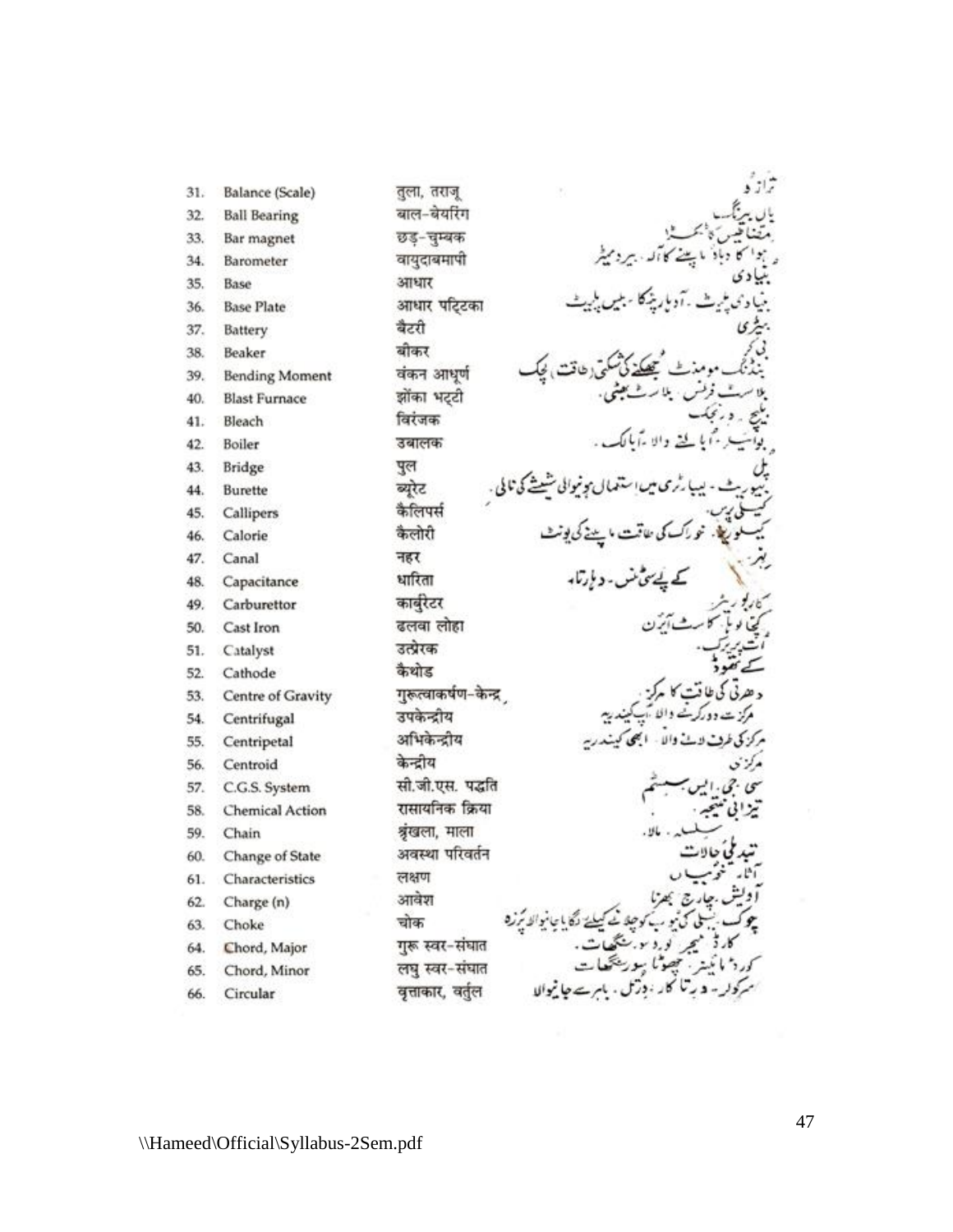| No. | English | Hindi | Urdu |
|---|---|---|---|
| 31. | Balance (Scale) | तुला, तराजू | ترازو |
| 32. | Ball Bearing | बाल-बेयरिंग | بال بیرنگ |
| 33. | Bar magnet | छड़-चुम्बक | مقناطیس کا ٹکڑا |
| 34. | Barometer | वायुदाबमापी | ہوا کا دباؤ ناپنے کا آلہ۔ بیرومیٹر |
| 35. | Base | आधार | بنیادی |
| 36. | Base Plate | आधार पट्टिका | بنیادی پلیٹ۔ آدھار پٹکا۔ بیس پلیٹ |
| 37. | Battery | बैटरी | بیٹری |
| 38. | Beaker | बीकर | بی کر |
| 39. | Bending Moment | वंकन आघूर्ण | بنڈنگ مومنٹ جھکنے کی شکتی (طاقت)، لچک |
| 40. | Blast Furnace | झोंका भट्टी | بلاسٹ فرنس۔ بلاسٹ بھٹی۔ |
| 41. | Bleach | विरंजक | بلیچ۔ ورنجک |
| 42. | Boiler | उबालक | بوائیلر۔ اُبالنے والا۔ اُبالک۔ |
| 43. | Bridge | पुल | پل |
| 44. | Burette | ब्यूरेट | بیوریٹ۔ لیبارٹری میں استعمال ہونیوالی شیشے کی نالی۔ |
| 45. | Callipers | कैलिपर्स | کیلی پرس |
| 46. | Calorie | कैलोरी | کیلوری۔ خوراک کی طاقت ناپنے کی یونٹ |
| 47. | Canal | नहर | نہر |
| 48. | Capacitance | धारिता | کیپے سیٹنس۔ دھارتا۔ |
| 49. | Carburettor | कार्बुरेटर | کاربوریٹر |
| 50. | Cast Iron | ढलवा लोहा | کچا لوہا۔ کاسٹ آئرن |
| 51. | Catalyst | उत्प्रेरक | اُتپریرک۔ |
| 52. | Cathode | कैथोड | کیتھوڈ |
| 53. | Centre of Gravity | गुरूत्वाकर्षण-केन्द्र | دھرتی کی طاقت کا مرکز۔ |
| 54. | Centrifugal | उपकेन्द्रीय | مرکز سے دور کرنے والا۔ اپ کیندریہ |
| 55. | Centripetal | अभिकेन्द्रीय | مرکز کی طرف لانے والا۔ ابھی کیندریہ |
| 56. | Centroid | केन्द्रीय | مرکزی |
| 57. | C.G.S. System | सी.जी.एस. पद्धति | سی۔ جی۔ ایس سسٹم |
| 58. | Chemical Action | रासायनिक क्रिया | تیزابی نتیجہ۔ |
| 59. | Chain | श्रृंखला, माला | سلسلہ۔ مالا۔ |
| 60. | Change of State | अवस्था परिवर्तन | تبدیلیٔ حالات |
| 61. | Characteristics | लक्षण | آثار۔ خوبیاں |
| 62. | Charge (n) | आवेश | آویش۔ چارج بھرنا |
| 63. | Choke | चोक | چوک۔ بجلی کی ٹیوب کو چلانے کیلئے لگایا جانیوالا پرزہ |
| 64. | Chord, Major | गुरू स्वर-संघात | کارڈ میجر۔ گرو سوسنگھات۔ |
| 65. | Chord, Minor | लघु स्वर-संघात | کورڈ مائینر۔ چھوٹا سورسنگھات |
| 66. | Circular | वृत्ताकार, वर्तुल | سرکولر۔ ورتا کار۔ ورتل۔ باہر سے جانیوالا |

\\Hameed\Official\Syllabus-2Sem.pdf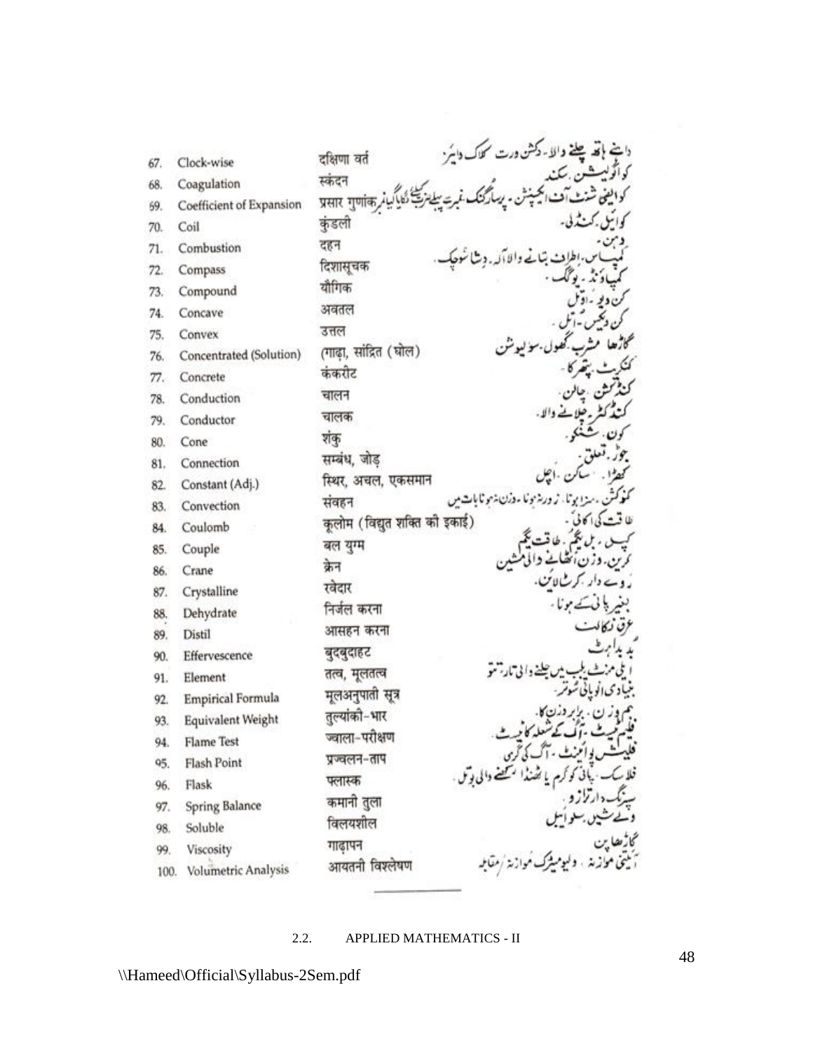| No. | English | Hindi | Urdu |
|---|---|---|---|
| 67. | Clock-wise | दक्षिणा वर्त | داہنے ہاتھ چلنے والا۔ دکشن ورت۔ کلاک وائز |
| 68. | Coagulation | स्कंदन | کواگولیشن۔ سکند |
| 69. | Coefficient of Expansion | प्रसार गुणांक | کوایفی شنٹ آف ایکسپینشن۔ پرسارگنک۔ نمبر پھیلنے کیلئے لگایا گیا نمبر |
| 70. | Coil | कुंडली | کوائیل۔ کنڈلی۔ |
| 71. | Combustion | दहन | دہن۔ |
| 72. | Compass | दिशासूचक | کمپاس۔ اطراف بتانے والا آلہ۔ دشا سوچک۔ |
| 73. | Compound | यौगिक | کمپاؤنڈ۔ یوگک۔ |
| 74. | Concave | अवतल | کن ویو۔ اوتل |
| 75. | Convex | उत्तल | کن ویکس۔ اتل۔ |
| 76. | Concentrated (Solution) | (गाढ़ा, सांद्रित (घोल) | گاڑھا مشرب۔ گھول۔ سولیوشن |
| 77. | Concrete | कंकरीट | کنکریٹ۔ پتھر کا۔ |
| 78. | Conduction | चालन | کنڈکشن۔ چالن۔ |
| 79. | Conductor | चालक | کنڈکٹر۔ چلانے والا۔ |
| 80. | Cone | शंकु | کون۔ شنکو۔ |
| 81. | Connection | सम्बंध, जोड़ | جوڑ۔ تعلق۔ |
| 82. | Constant (Adj.) | स्थिर, अचल, एकसमान | کھڑا۔ ساکن۔ اچل |
| 83. | Convection | संवहन | کنوکشن۔ سبز ہونا۔ زور نہ ہونا۔ وزن نہ ہونا بات میں |
| 84. | Coulomb | कूलोम (विद्युत शक्ति की इकाई) | طاقت کی اکائی۔ |
| 85. | Couple | बल युग्म | کپل۔ بل یگم۔ طاقت یگم |
| 86. | Crane | क्रेन | کرین۔ وزن اٹھانے والی مشین |
| 87. | Crystalline | रवेदार | روے دار۔ کرسٹلائن۔ |
| 88. | Dehydrate | निर्जल करना | بغیر پانی کے ہونا۔ |
| 89. | Distil | आसहन करना | عرق نکالنا |
| 90. | Effervescence | बुदबुदाहट | بدبداہٹ |
| 91. | Element | तत्व, मूलतत्व | ایلی منٹ۔ بلب میں جلنے والی تار۔ تتو |
| 92. | Empirical Formula | मूलअनुपाती सूत्र | بنیادی انوپاتی سوتر۔ |
| 93. | Equivalent Weight | तुल्यांकी-भार | ہم وزن۔ برابر وزن کا۔ |
| 94. | Flame Test | ज्वाला-परीक्षण | فلیم ٹیسٹ۔ آگ کے شعلہ کا ٹیسٹ۔ |
| 95. | Flash Point | प्रज्वलन-ताप | فلیش پوائنٹ۔ آگ کی گرمی |
| 96. | Flask | फ्लास्क | فلاسک۔ پانی کو گرم یا ٹھنڈا رکھنے والی بوتل۔ |
| 97. | Spring Balance | कमानी तुला | سپرنگ دار ترازو۔ |
| 98. | Soluble | विलयशील | وے شیل۔ سولیبل |
| 99. | Viscosity | गाढ़ापन | گاڑھاپن |
| 100. | Volumetric Analysis | आयतनी विश्लेषण | آئیتنی موازنہ۔ والیومیٹرک موازنہ / مقابلہ |

## 2.2. APPLIED MATHEMATICS - II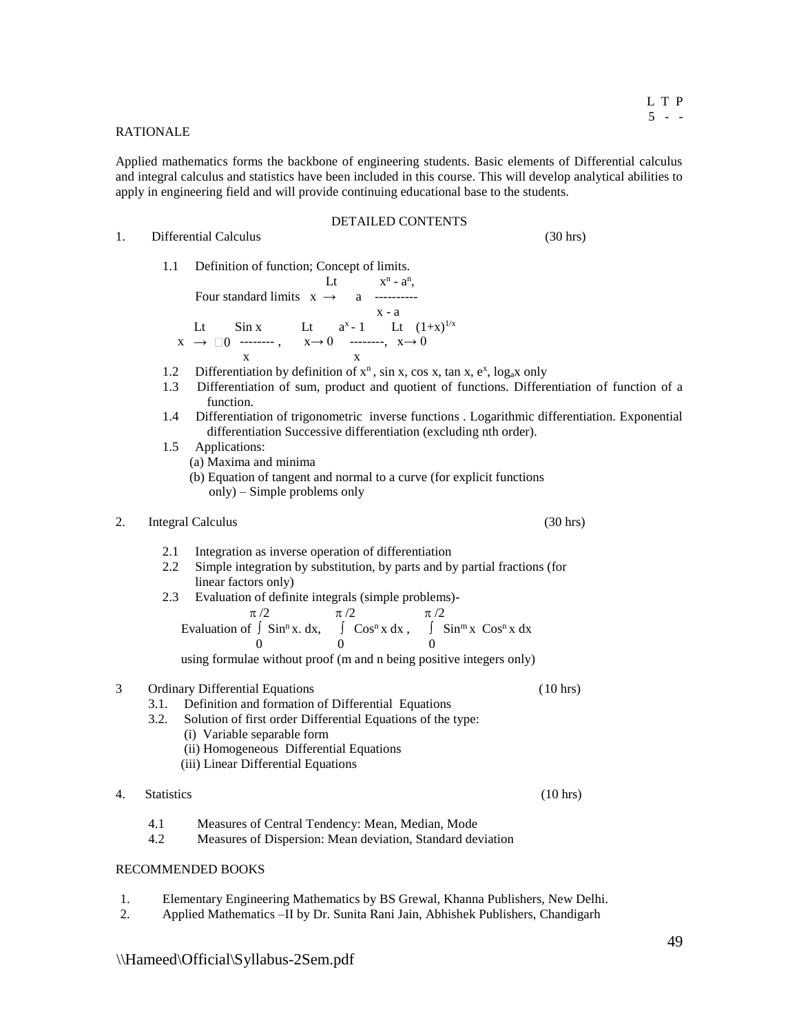L T P
5 - -

RATIONALE

Applied mathematics forms the backbone of engineering students. Basic elements of Differential calculus and integral calculus and statistics have been included in this course. This will develop analytical abilities to apply in engineering field and will provide continuing educational base to the students.

DETAILED CONTENTS

1. Differential Calculus (30 hrs)

   1.1 Definition of function; Concept of limits.

   Four standard limits $\lim_{x \to a} \frac{x^n - a^n}{x - a}$, $\lim_{x \to 0} \frac{\sin x}{x}$, $\lim_{x \to 0} \frac{a^x - 1}{x}$, $\lim_{x \to 0} (1+x)^{1/x}$

   1.2 Differentiation by definition of $x^n$, sin x, cos x, tan x, $e^x$, $\log_a x$ only

   1.3 Differentiation of sum, product and quotient of functions. Differentiation of function of a function.

   1.4 Differentiation of trigonometric inverse functions . Logarithmic differentiation. Exponential differentiation Successive differentiation (excluding nth order).

   1.5 Applications:
   (a) Maxima and minima
   (b) Equation of tangent and normal to a curve (for explicit functions only) – Simple problems only

2. Integral Calculus (30 hrs)

   2.1 Integration as inverse operation of differentiation

   2.2 Simple integration by substitution, by parts and by partial fractions (for linear factors only)

   2.3 Evaluation of definite integrals (simple problems)-

   Evaluation of $\int_0^{\pi/2} \sin^n x \, dx$, $\int_0^{\pi/2} \cos^n x \, dx$, $\int_0^{\pi/2} \sin^m x \cos^n x \, dx$

   using formulae without proof (m and n being positive integers only)

3 Ordinary Differential Equations (10 hrs)

   3.1. Definition and formation of Differential Equations

   3.2. Solution of first order Differential Equations of the type:
   (i) Variable separable form
   (ii) Homogeneous Differential Equations
   (iii) Linear Differential Equations

4. Statistics (10 hrs)

   4.1 Measures of Central Tendency: Mean, Median, Mode

   4.2 Measures of Dispersion: Mean deviation, Standard deviation

RECOMMENDED BOOKS

1. Elementary Engineering Mathematics by BS Grewal, Khanna Publishers, New Delhi.
2. Applied Mathematics –II by Dr. Sunita Rani Jain, Abhishek Publishers, Chandigarh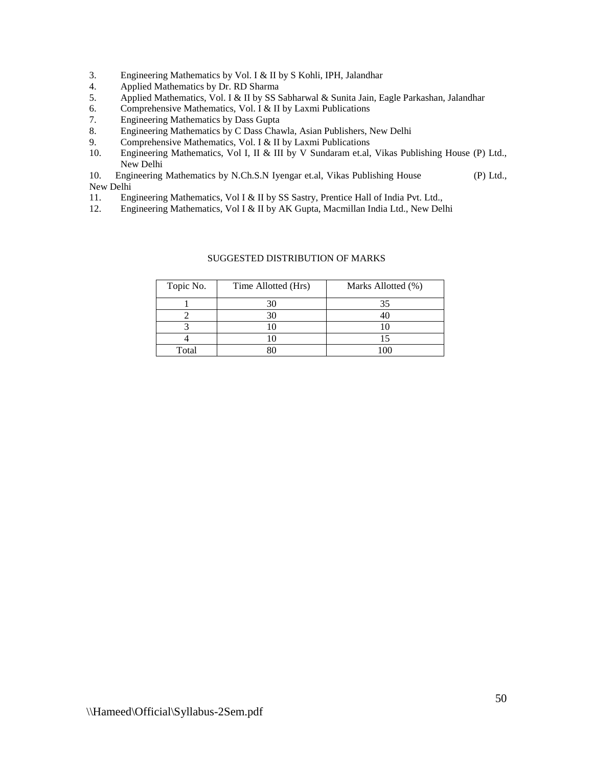3. Engineering Mathematics by Vol. I & II by S Kohli, IPH, Jalandhar
4. Applied Mathematics by Dr. RD Sharma
5. Applied Mathematics, Vol. I & II by SS Sabharwal & Sunita Jain, Eagle Parkashan, Jalandhar
6. Comprehensive Mathematics, Vol. I & II by Laxmi Publications
7. Engineering Mathematics by Dass Gupta
8. Engineering Mathematics by C Dass Chawla, Asian Publishers, New Delhi
9. Comprehensive Mathematics, Vol. I & II by Laxmi Publications
10. Engineering Mathematics, Vol I, II & III by V Sundaram et.al, Vikas Publishing House (P) Ltd., New Delhi
10. Engineering Mathematics by N.Ch.S.N Iyengar et.al, Vikas Publishing House (P) Ltd., New Delhi
11. Engineering Mathematics, Vol I & II by SS Sastry, Prentice Hall of India Pvt. Ltd.,
12. Engineering Mathematics, Vol I & II by AK Gupta, Macmillan India Ltd., New Delhi

SUGGESTED DISTRIBUTION OF MARKS

| Topic No. | Time Allotted (Hrs) | Marks Allotted (%) |
|---|---|---|
| 1 | 30 | 35 |
| 2 | 30 | 40 |
| 3 | 10 | 10 |
| 4 | 10 | 15 |
| Total | 80 | 100 |

\\Hameed\Official\Syllabus-2Sem.pdf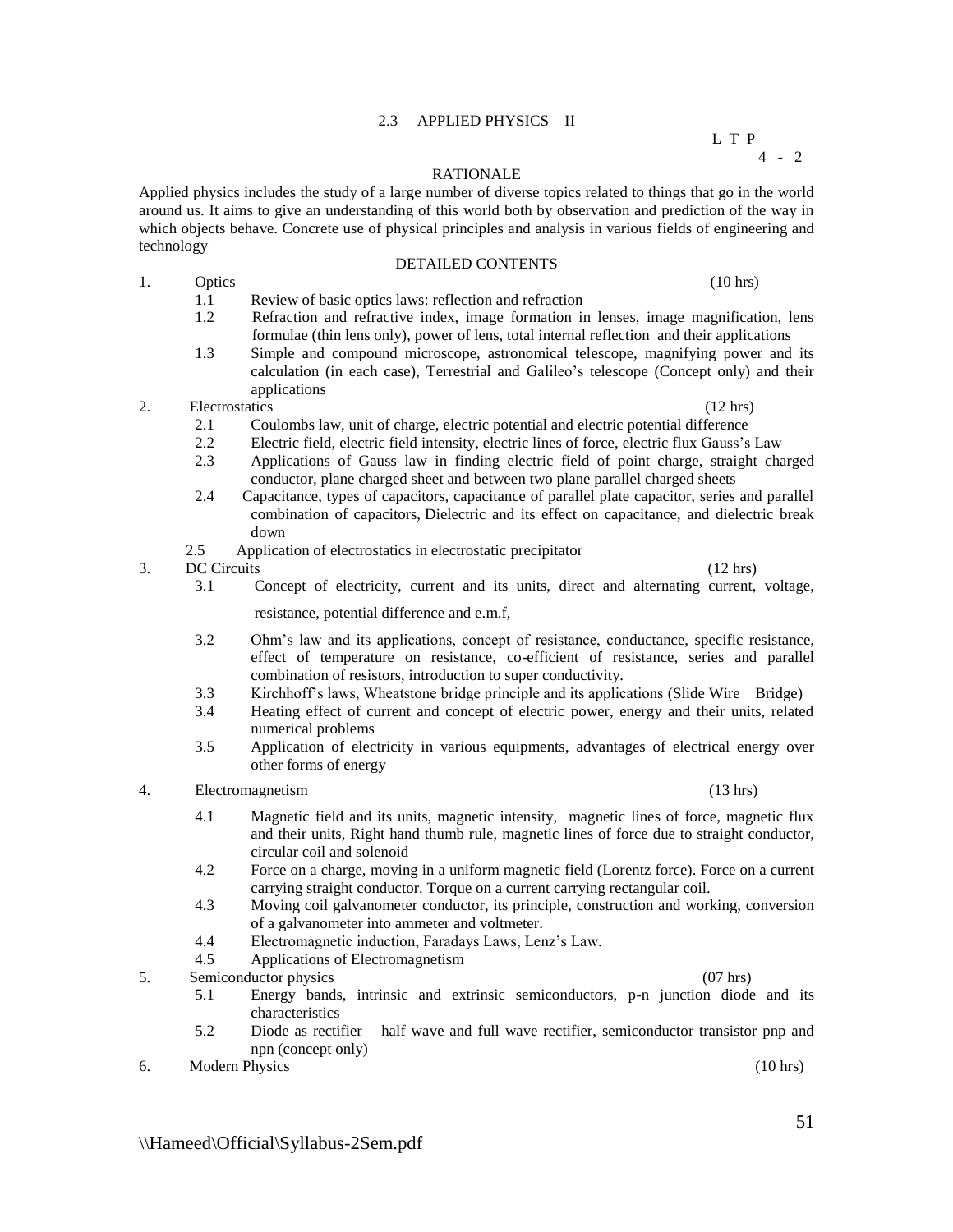## 2.3 APPLIED PHYSICS – II

L T P
4 - 2

### RATIONALE

Applied physics includes the study of a large number of diverse topics related to things that go in the world around us. It aims to give an understanding of this world both by observation and prediction of the way in which objects behave. Concrete use of physical principles and analysis in various fields of engineering and technology

### DETAILED CONTENTS

1. Optics (10 hrs)
   - 1.1 Review of basic optics laws: reflection and refraction
   - 1.2 Refraction and refractive index, image formation in lenses, image magnification, lens formulae (thin lens only), power of lens, total internal reflection and their applications
   - 1.3 Simple and compound microscope, astronomical telescope, magnifying power and its calculation (in each case), Terrestrial and Galileo's telescope (Concept only) and their applications

2. Electrostatics (12 hrs)
   - 2.1 Coulombs law, unit of charge, electric potential and electric potential difference
   - 2.2 Electric field, electric field intensity, electric lines of force, electric flux Gauss's Law
   - 2.3 Applications of Gauss law in finding electric field of point charge, straight charged conductor, plane charged sheet and between two plane parallel charged sheets
   - 2.4 Capacitance, types of capacitors, capacitance of parallel plate capacitor, series and parallel combination of capacitors, Dielectric and its effect on capacitance, and dielectric break down
   - 2.5 Application of electrostatics in electrostatic precipitator

3. DC Circuits (12 hrs)
   - 3.1 Concept of electricity, current and its units, direct and alternating current, voltage, resistance, potential difference and e.m.f,
   - 3.2 Ohm's law and its applications, concept of resistance, conductance, specific resistance, effect of temperature on resistance, co-efficient of resistance, series and parallel combination of resistors, introduction to super conductivity.
   - 3.3 Kirchhoff's laws, Wheatstone bridge principle and its applications (Slide Wire Bridge)
   - 3.4 Heating effect of current and concept of electric power, energy and their units, related numerical problems
   - 3.5 Application of electricity in various equipments, advantages of electrical energy over other forms of energy

4. Electromagnetism (13 hrs)
   - 4.1 Magnetic field and its units, magnetic intensity, magnetic lines of force, magnetic flux and their units, Right hand thumb rule, magnetic lines of force due to straight conductor, circular coil and solenoid
   - 4.2 Force on a charge, moving in a uniform magnetic field (Lorentz force). Force on a current carrying straight conductor. Torque on a current carrying rectangular coil.
   - 4.3 Moving coil galvanometer conductor, its principle, construction and working, conversion of a galvanometer into ammeter and voltmeter.
   - 4.4 Electromagnetic induction, Faradays Laws, Lenz's Law.
   - 4.5 Applications of Electromagnetism

5. Semiconductor physics (07 hrs)
   - 5.1 Energy bands, intrinsic and extrinsic semiconductors, p-n junction diode and its characteristics
   - 5.2 Diode as rectifier – half wave and full wave rectifier, semiconductor transistor pnp and npn (concept only)

6. Modern Physics (10 hrs)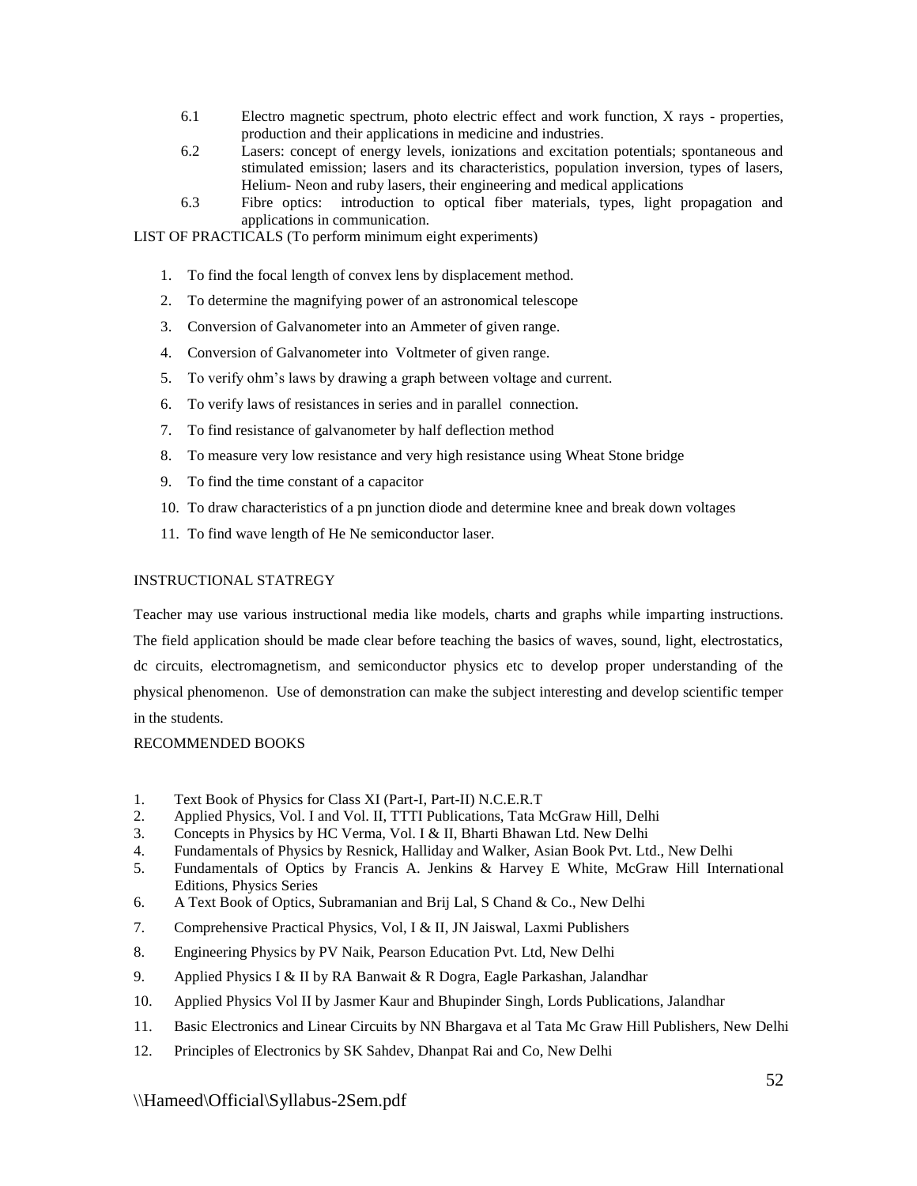6.1 Electro magnetic spectrum, photo electric effect and work function, X rays - properties, production and their applications in medicine and industries.

6.2 Lasers: concept of energy levels, ionizations and excitation potentials; spontaneous and stimulated emission; lasers and its characteristics, population inversion, types of lasers, Helium- Neon and ruby lasers, their engineering and medical applications

6.3 Fibre optics: introduction to optical fiber materials, types, light propagation and applications in communication.

LIST OF PRACTICALS (To perform minimum eight experiments)

1. To find the focal length of convex lens by displacement method.
2. To determine the magnifying power of an astronomical telescope
3. Conversion of Galvanometer into an Ammeter of given range.
4. Conversion of Galvanometer into Voltmeter of given range.
5. To verify ohm's laws by drawing a graph between voltage and current.
6. To verify laws of resistances in series and in parallel connection.
7. To find resistance of galvanometer by half deflection method
8. To measure very low resistance and very high resistance using Wheat Stone bridge
9. To find the time constant of a capacitor
10. To draw characteristics of a pn junction diode and determine knee and break down voltages
11. To find wave length of He Ne semiconductor laser.

INSTRUCTIONAL STATREGY

Teacher may use various instructional media like models, charts and graphs while imparting instructions. The field application should be made clear before teaching the basics of waves, sound, light, electrostatics, dc circuits, electromagnetism, and semiconductor physics etc to develop proper understanding of the physical phenomenon. Use of demonstration can make the subject interesting and develop scientific temper in the students.

RECOMMENDED BOOKS

1. Text Book of Physics for Class XI (Part-I, Part-II) N.C.E.R.T
2. Applied Physics, Vol. I and Vol. II, TTTI Publications, Tata McGraw Hill, Delhi
3. Concepts in Physics by HC Verma, Vol. I & II, Bharti Bhawan Ltd. New Delhi
4. Fundamentals of Physics by Resnick, Halliday and Walker, Asian Book Pvt. Ltd., New Delhi
5. Fundamentals of Optics by Francis A. Jenkins & Harvey E White, McGraw Hill International Editions, Physics Series
6. A Text Book of Optics, Subramanian and Brij Lal, S Chand & Co., New Delhi
7. Comprehensive Practical Physics, Vol, I & II, JN Jaiswal, Laxmi Publishers
8. Engineering Physics by PV Naik, Pearson Education Pvt. Ltd, New Delhi
9. Applied Physics I & II by RA Banwait & R Dogra, Eagle Parkashan, Jalandhar
10. Applied Physics Vol II by Jasmer Kaur and Bhupinder Singh, Lords Publications, Jalandhar
11. Basic Electronics and Linear Circuits by NN Bhargava et al Tata Mc Graw Hill Publishers, New Delhi
12. Principles of Electronics by SK Sahdev, Dhanpat Rai and Co, New Delhi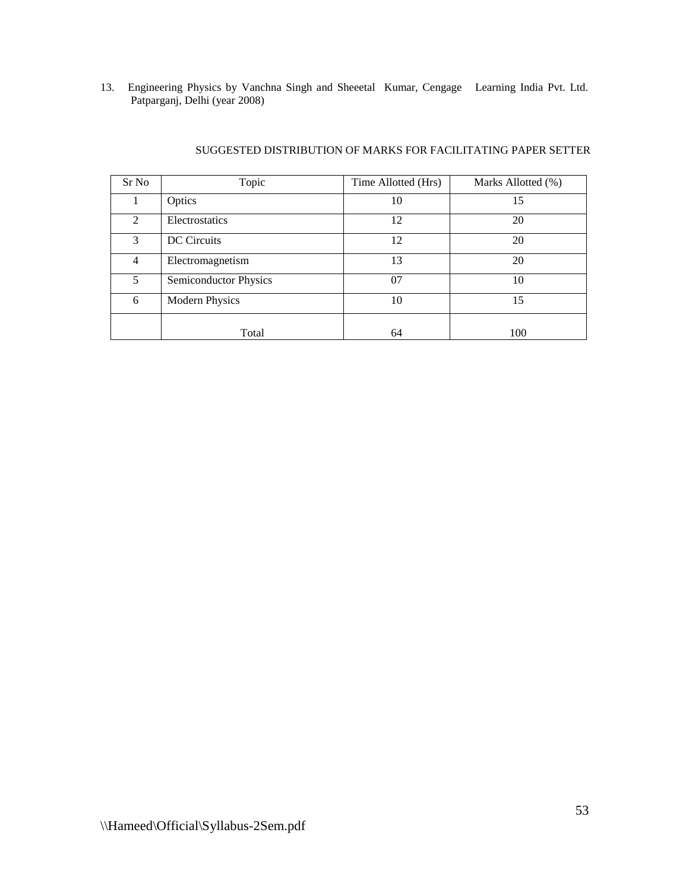13. Engineering Physics by Vanchna Singh and Sheeetal Kumar, Cengage Learning India Pvt. Ltd. Patparganj, Delhi (year 2008)

SUGGESTED DISTRIBUTION OF MARKS FOR FACILITATING PAPER SETTER

| Sr No | Topic | Time Allotted (Hrs) | Marks Allotted (%) |
|---|---|---|---|
| 1 | Optics | 10 | 15 |
| 2 | Electrostatics | 12 | 20 |
| 3 | DC Circuits | 12 | 20 |
| 4 | Electromagnetism | 13 | 20 |
| 5 | Semiconductor Physics | 07 | 10 |
| 6 | Modern Physics | 10 | 15 |
| | Total | 64 | 100 |

\\Hameed\Official\Syllabus-2Sem.pdf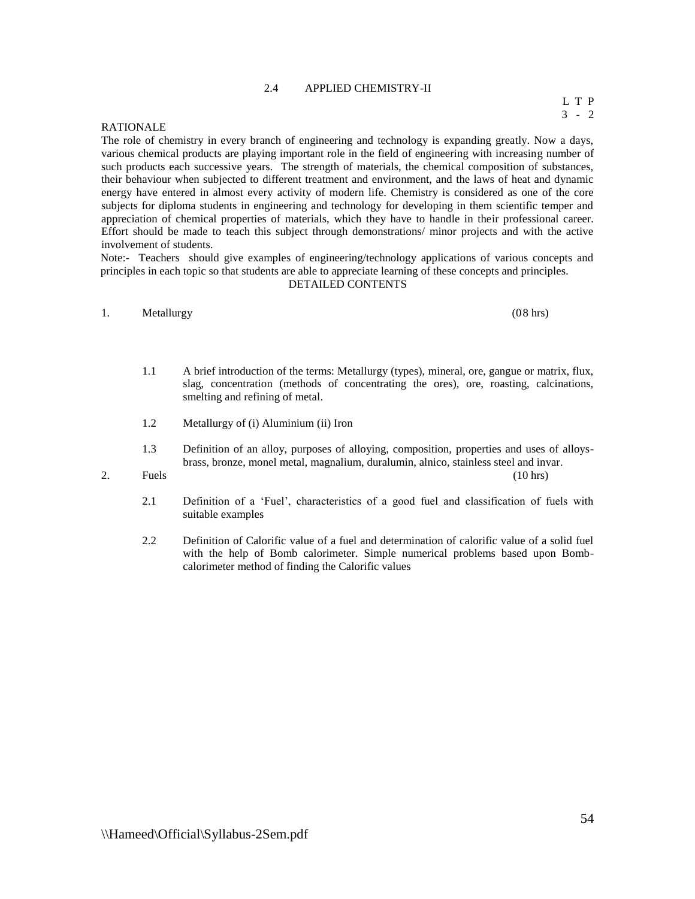## 2.4 APPLIED CHEMISTRY-II

L T P
3 - 2

### RATIONALE

The role of chemistry in every branch of engineering and technology is expanding greatly. Now a days, various chemical products are playing important role in the field of engineering with increasing number of such products each successive years. The strength of materials, the chemical composition of substances, their behaviour when subjected to different treatment and environment, and the laws of heat and dynamic energy have entered in almost every activity of modern life. Chemistry is considered as one of the core subjects for diploma students in engineering and technology for developing in them scientific temper and appreciation of chemical properties of materials, which they have to handle in their professional career. Effort should be made to teach this subject through demonstrations/ minor projects and with the active involvement of students.

Note:- Teachers should give examples of engineering/technology applications of various concepts and principles in each topic so that students are able to appreciate learning of these concepts and principles.

### DETAILED CONTENTS

1. Metallurgy (08 hrs)

   1.1 A brief introduction of the terms: Metallurgy (types), mineral, ore, gangue or matrix, flux, slag, concentration (methods of concentrating the ores), ore, roasting, calcinations, smelting and refining of metal.

   1.2 Metallurgy of (i) Aluminium (ii) Iron

   1.3 Definition of an alloy, purposes of alloying, composition, properties and uses of alloys- brass, bronze, monel metal, magnalium, duralumin, alnico, stainless steel and invar.

2. Fuels (10 hrs)

   2.1 Definition of a 'Fuel', characteristics of a good fuel and classification of fuels with suitable examples

   2.2 Definition of Calorific value of a fuel and determination of calorific value of a solid fuel with the help of Bomb calorimeter. Simple numerical problems based upon Bomb-calorimeter method of finding the Calorific values

\\Hameed\Official\Syllabus-2Sem.pdf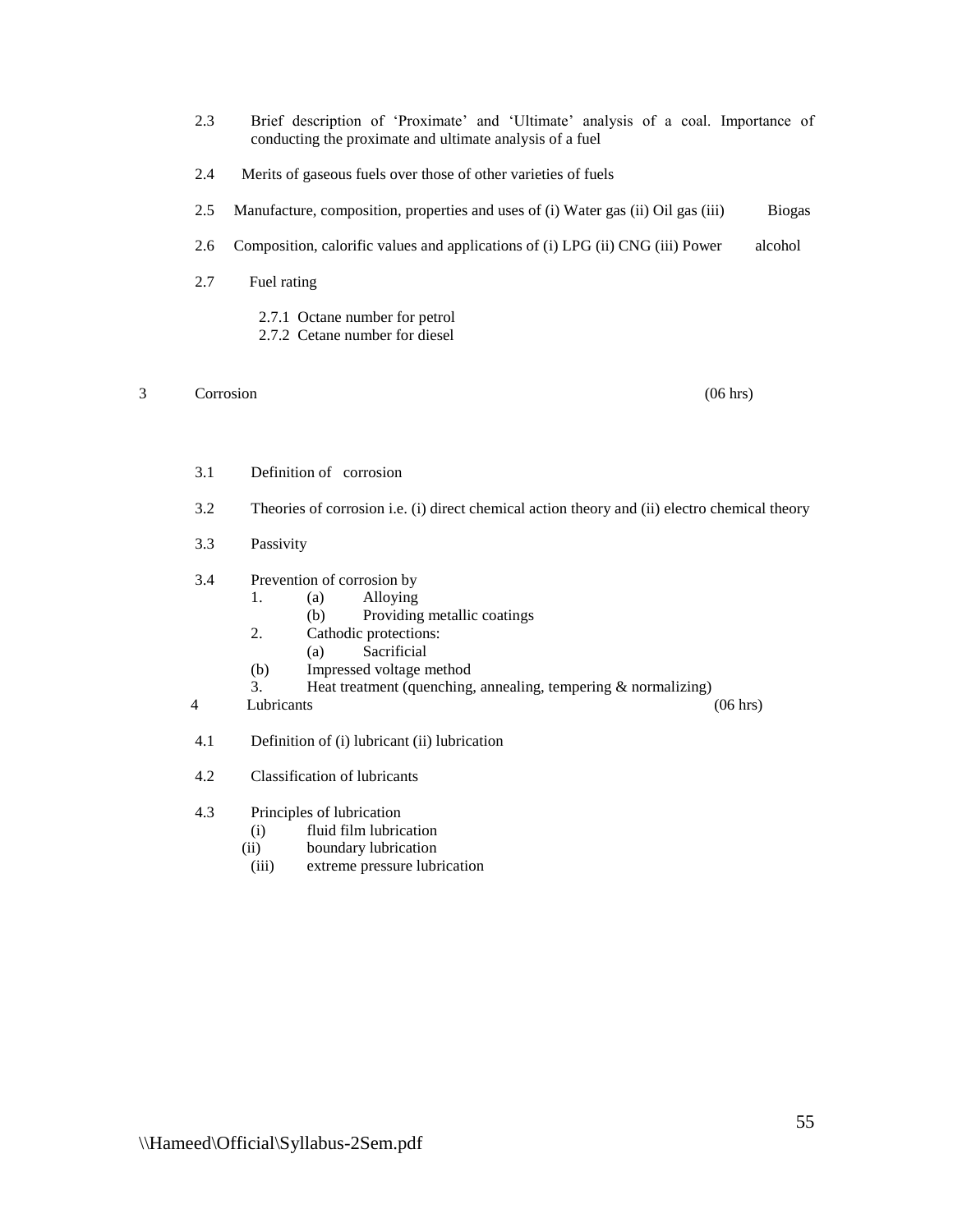2.3 Brief description of 'Proximate' and 'Ultimate' analysis of a coal. Importance of conducting the proximate and ultimate analysis of a fuel

2.4 Merits of gaseous fuels over those of other varieties of fuels

2.5 Manufacture, composition, properties and uses of (i) Water gas (ii) Oil gas (iii) Biogas

2.6 Composition, calorific values and applications of (i) LPG (ii) CNG (iii) Power alcohol

2.7 Fuel rating

- 2.7.1 Octane number for petrol
- 2.7.2 Cetane number for diesel

## 3 Corrosion (06 hrs)

3.1 Definition of corrosion

3.2 Theories of corrosion i.e. (i) direct chemical action theory and (ii) electro chemical theory

3.3 Passivity

3.4 Prevention of corrosion by

1. (a) Alloying
   (b) Providing metallic coatings
2. Cathodic protections:
   (a) Sacrificial
   (b) Impressed voltage method
3. Heat treatment (quenching, annealing, tempering & normalizing)

## 4 Lubricants (06 hrs)

4.1 Definition of (i) lubricant (ii) lubrication

4.2 Classification of lubricants

4.3 Principles of lubrication

- (i) fluid film lubrication
- (ii) boundary lubrication
- (iii) extreme pressure lubrication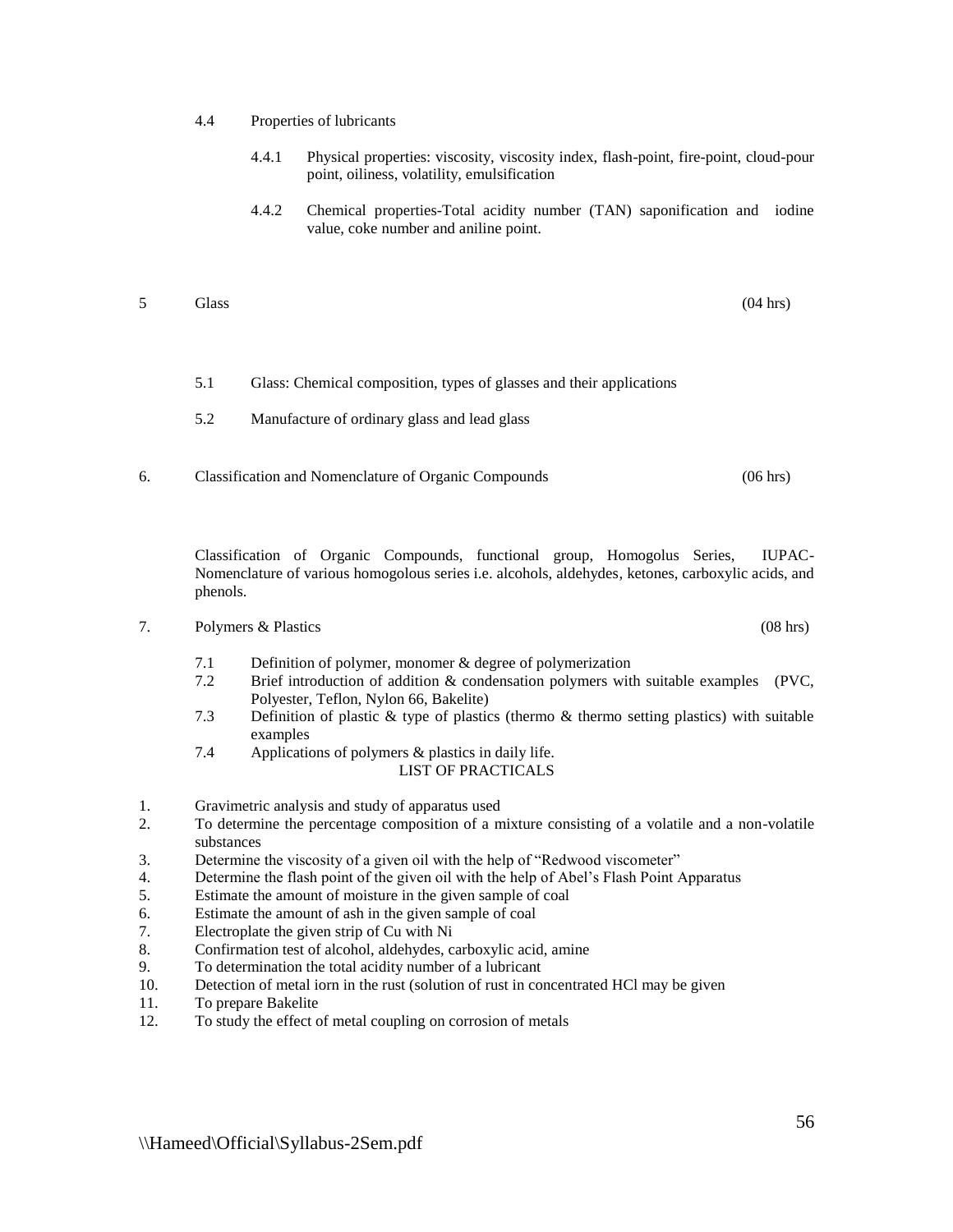4.4 Properties of lubricants

4.4.1 Physical properties: viscosity, viscosity index, flash-point, fire-point, cloud-pour point, oiliness, volatility, emulsification

4.4.2 Chemical properties-Total acidity number (TAN) saponification and iodine value, coke number and aniline point.

## 5 Glass (04 hrs)

5.1 Glass: Chemical composition, types of glasses and their applications

5.2 Manufacture of ordinary glass and lead glass

## 6. Classification and Nomenclature of Organic Compounds (06 hrs)

Classification of Organic Compounds, functional group, Homogolus Series, IUPAC-Nomenclature of various homogolous series i.e. alcohols, aldehydes, ketones, carboxylic acids, and phenols.

## 7. Polymers & Plastics (08 hrs)

7.1 Definition of polymer, monomer & degree of polymerization

7.2 Brief introduction of addition & condensation polymers with suitable examples (PVC, Polyester, Teflon, Nylon 66, Bakelite)

7.3 Definition of plastic & type of plastics (thermo & thermo setting plastics) with suitable examples

7.4 Applications of polymers & plastics in daily life.

## LIST OF PRACTICALS

1. Gravimetric analysis and study of apparatus used
2. To determine the percentage composition of a mixture consisting of a volatile and a non-volatile substances
3. Determine the viscosity of a given oil with the help of "Redwood viscometer"
4. Determine the flash point of the given oil with the help of Abel's Flash Point Apparatus
5. Estimate the amount of moisture in the given sample of coal
6. Estimate the amount of ash in the given sample of coal
7. Electroplate the given strip of Cu with Ni
8. Confirmation test of alcohol, aldehydes, carboxylic acid, amine
9. To determination the total acidity number of a lubricant
10. Detection of metal iorn in the rust (solution of rust in concentrated HCl may be given
11. To prepare Bakelite
12. To study the effect of metal coupling on corrosion of metals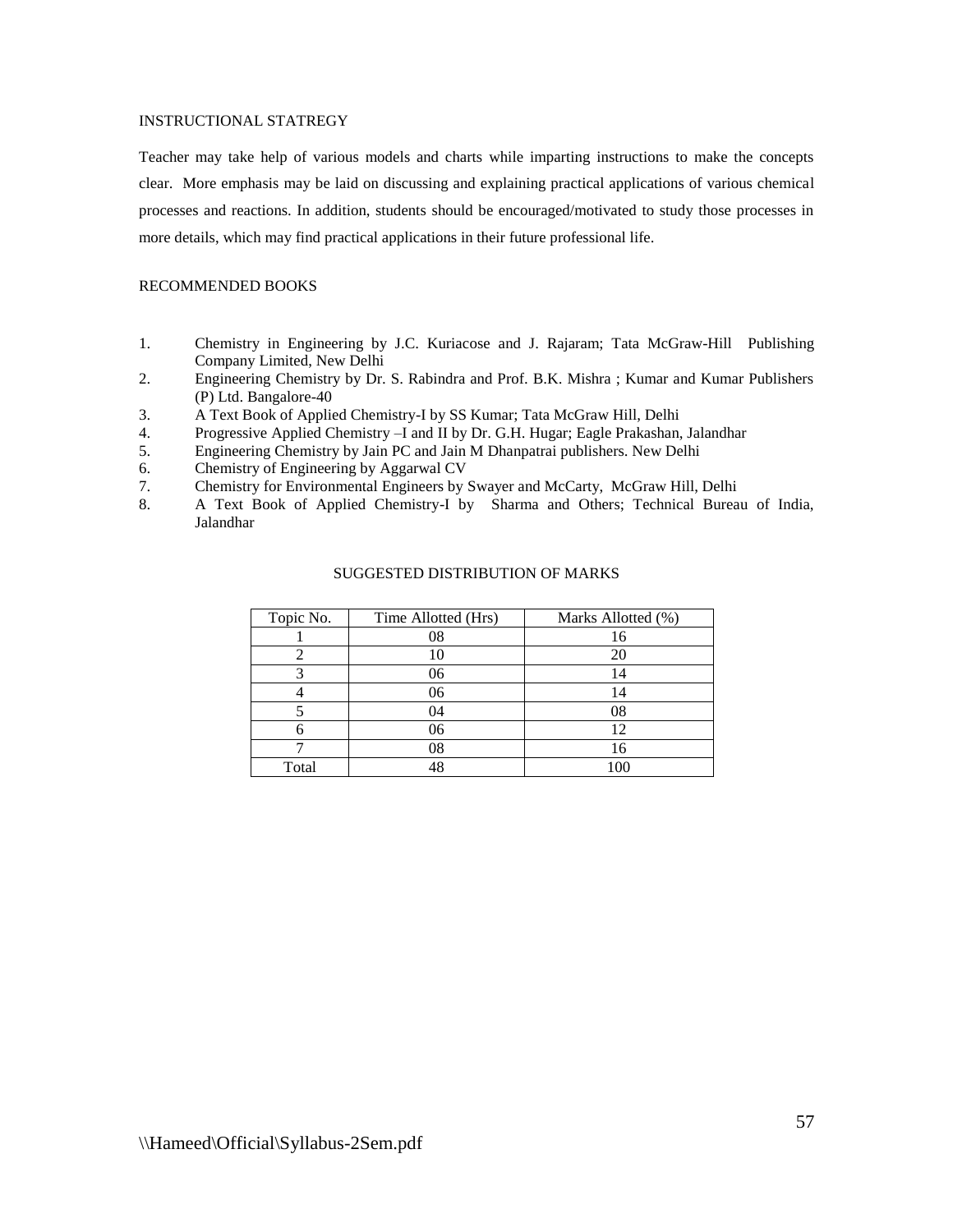## INSTRUCTIONAL STATREGY

Teacher may take help of various models and charts while imparting instructions to make the concepts clear. More emphasis may be laid on discussing and explaining practical applications of various chemical processes and reactions. In addition, students should be encouraged/motivated to study those processes in more details, which may find practical applications in their future professional life.

## RECOMMENDED BOOKS

1. Chemistry in Engineering by J.C. Kuriacose and J. Rajaram; Tata McGraw-Hill Publishing Company Limited, New Delhi
2. Engineering Chemistry by Dr. S. Rabindra and Prof. B.K. Mishra ; Kumar and Kumar Publishers (P) Ltd. Bangalore-40
3. A Text Book of Applied Chemistry-I by SS Kumar; Tata McGraw Hill, Delhi
4. Progressive Applied Chemistry –I and II by Dr. G.H. Hugar; Eagle Prakashan, Jalandhar
5. Engineering Chemistry by Jain PC and Jain M Dhanpatrai publishers. New Delhi
6. Chemistry of Engineering by Aggarwal CV
7. Chemistry for Environmental Engineers by Swayer and McCarty, McGraw Hill, Delhi
8. A Text Book of Applied Chemistry-I by Sharma and Others; Technical Bureau of India, Jalandhar

## SUGGESTED DISTRIBUTION OF MARKS

| Topic No. | Time Allotted (Hrs) | Marks Allotted (%) |
|---|---|---|
| 1 | 08 | 16 |
| 2 | 10 | 20 |
| 3 | 06 | 14 |
| 4 | 06 | 14 |
| 5 | 04 | 08 |
| 6 | 06 | 12 |
| 7 | 08 | 16 |
| Total | 48 | 100 |

\\Hameed\Official\Syllabus-2Sem.pdf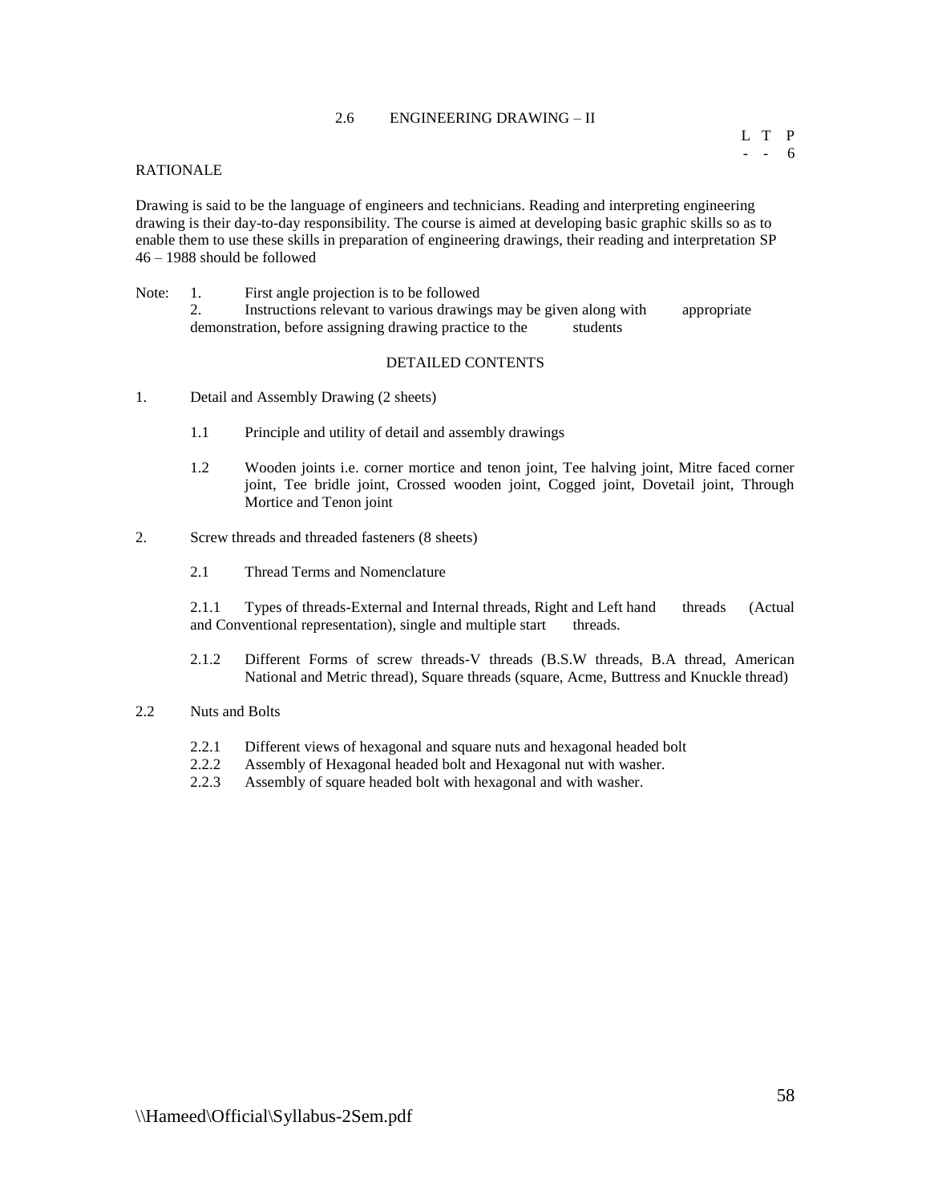## 2.6 ENGINEERING DRAWING – II

| L | T | P |
|---|---|---|
| - | - | 6 |

### RATIONALE

Drawing is said to be the language of engineers and technicians. Reading and interpreting engineering drawing is their day-to-day responsibility. The course is aimed at developing basic graphic skills so as to enable them to use these skills in preparation of engineering drawings, their reading and interpretation SP 46 – 1988 should be followed

Note:
1. First angle projection is to be followed
2. Instructions relevant to various drawings may be given along with appropriate demonstration, before assigning drawing practice to the students

### DETAILED CONTENTS

1. Detail and Assembly Drawing (2 sheets)

   1.1 Principle and utility of detail and assembly drawings

   1.2 Wooden joints i.e. corner mortice and tenon joint, Tee halving joint, Mitre faced corner joint, Tee bridle joint, Crossed wooden joint, Cogged joint, Dovetail joint, Through Mortice and Tenon joint

2. Screw threads and threaded fasteners (8 sheets)

   2.1 Thread Terms and Nomenclature

   2.1.1 Types of threads-External and Internal threads, Right and Left hand threads (Actual and Conventional representation), single and multiple start threads.

   2.1.2 Different Forms of screw threads-V threads (B.S.W threads, B.A thread, American National and Metric thread), Square threads (square, Acme, Buttress and Knuckle thread)

2.2 Nuts and Bolts

   2.2.1 Different views of hexagonal and square nuts and hexagonal headed bolt
   2.2.2 Assembly of Hexagonal headed bolt and Hexagonal nut with washer.
   2.2.3 Assembly of square headed bolt with hexagonal and with washer.

\\Hameed\Official\Syllabus-2Sem.pdf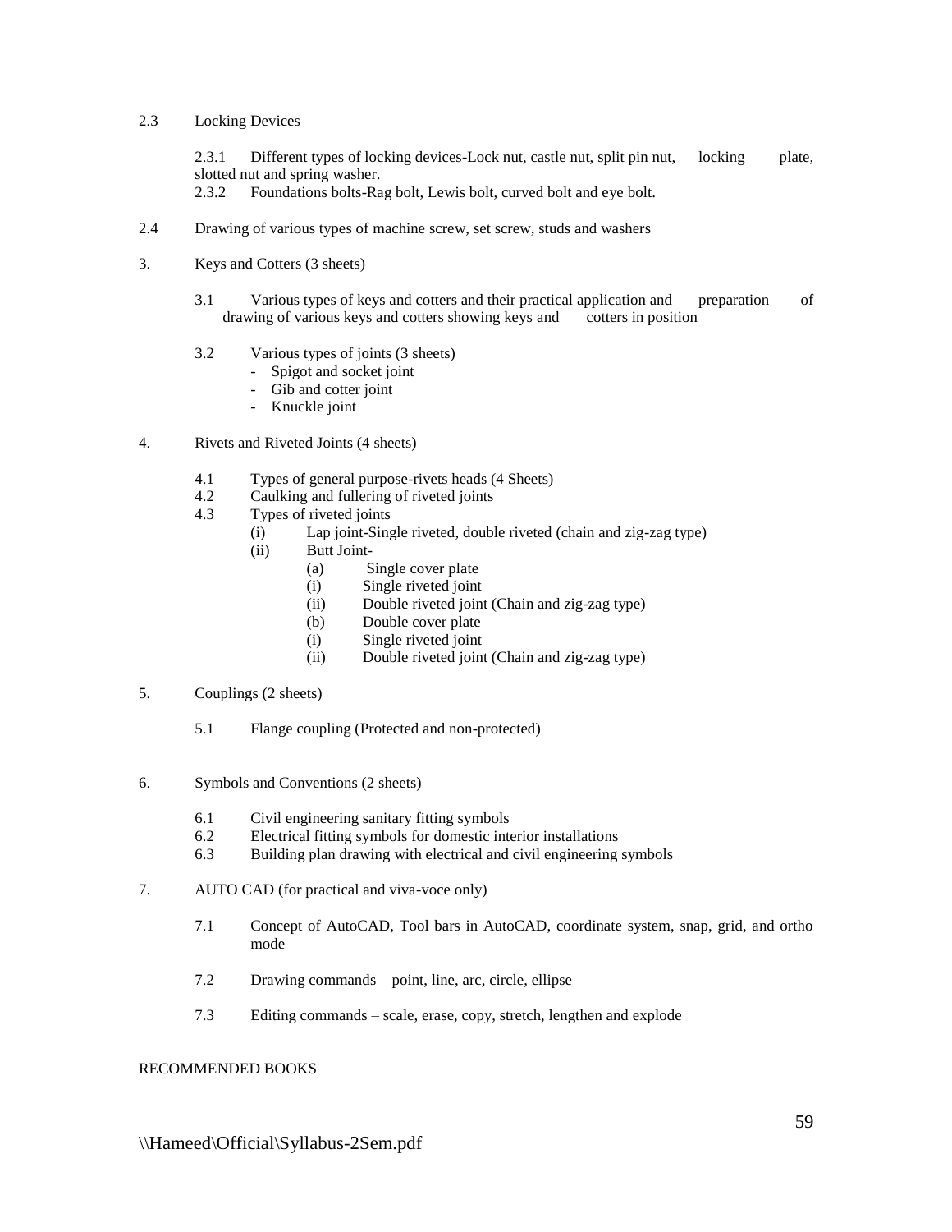2.3 Locking Devices

2.3.1 Different types of locking devices-Lock nut, castle nut, split pin nut, locking plate, slotted nut and spring washer.

2.3.2 Foundations bolts-Rag bolt, Lewis bolt, curved bolt and eye bolt.

2.4 Drawing of various types of machine screw, set screw, studs and washers

3. Keys and Cotters (3 sheets)

3.1 Various types of keys and cotters and their practical application and preparation of drawing of various keys and cotters showing keys and cotters in position

3.2 Various types of joints (3 sheets)
- Spigot and socket joint
- Gib and cotter joint
- Knuckle joint

4. Rivets and Riveted Joints (4 sheets)

4.1 Types of general purpose-rivets heads (4 Sheets)

4.2 Caulking and fullering of riveted joints

4.3 Types of riveted joints

(i) Lap joint-Single riveted, double riveted (chain and zig-zag type)

(ii) Butt Joint-

(a) Single cover plate

(i) Single riveted joint

(ii) Double riveted joint (Chain and zig-zag type)

(b) Double cover plate

(i) Single riveted joint

(ii) Double riveted joint (Chain and zig-zag type)

5. Couplings (2 sheets)

5.1 Flange coupling (Protected and non-protected)

6. Symbols and Conventions (2 sheets)

6.1 Civil engineering sanitary fitting symbols

6.2 Electrical fitting symbols for domestic interior installations

6.3 Building plan drawing with electrical and civil engineering symbols

7. AUTO CAD (for practical and viva-voce only)

7.1 Concept of AutoCAD, Tool bars in AutoCAD, coordinate system, snap, grid, and ortho mode

7.2 Drawing commands – point, line, arc, circle, ellipse

7.3 Editing commands – scale, erase, copy, stretch, lengthen and explode

RECOMMENDED BOOKS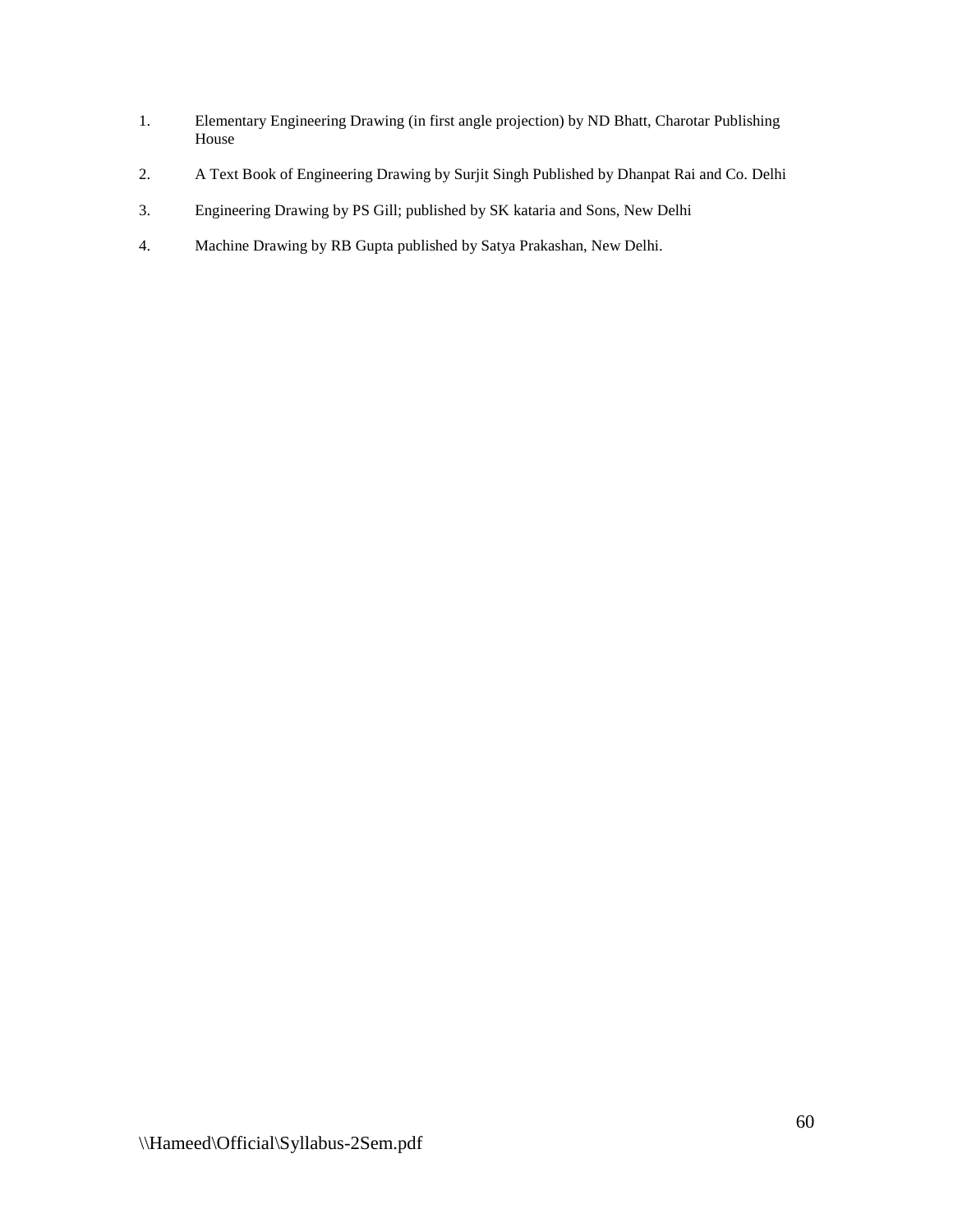1. Elementary Engineering Drawing (in first angle projection) by ND Bhatt, Charotar Publishing House

2. A Text Book of Engineering Drawing by Surjit Singh Published by Dhanpat Rai and Co. Delhi

3. Engineering Drawing by PS Gill; published by SK kataria and Sons, New Delhi

4. Machine Drawing by RB Gupta published by Satya Prakashan, New Delhi.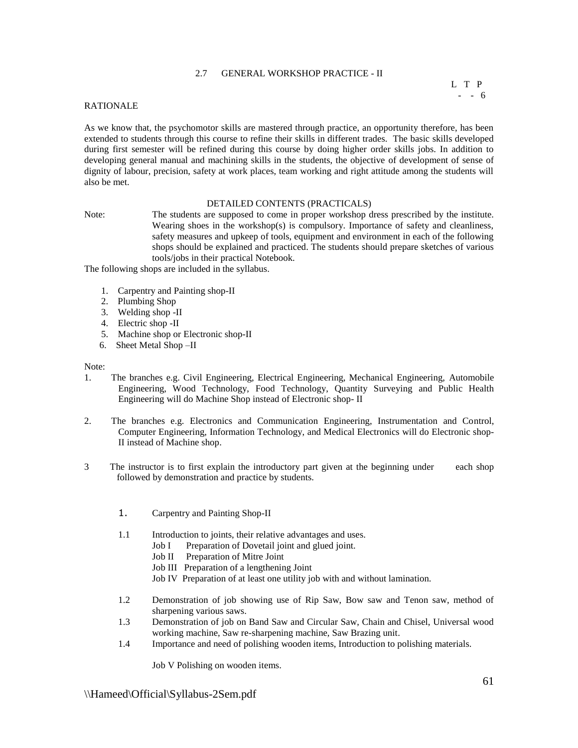## 2.7 GENERAL WORKSHOP PRACTICE - II

| L | T | P |
|---|---|---|
| - | - | 6 |

### RATIONALE

As we know that, the psychomotor skills are mastered through practice, an opportunity therefore, has been extended to students through this course to refine their skills in different trades. The basic skills developed during first semester will be refined during this course by doing higher order skills jobs. In addition to developing general manual and machining skills in the students, the objective of development of sense of dignity of labour, precision, safety at work places, team working and right attitude among the students will also be met.

### DETAILED CONTENTS (PRACTICALS)

Note: The students are supposed to come in proper workshop dress prescribed by the institute. Wearing shoes in the workshop(s) is compulsory. Importance of safety and cleanliness, safety measures and upkeep of tools, equipment and environment in each of the following shops should be explained and practiced. The students should prepare sketches of various tools/jobs in their practical Notebook.

The following shops are included in the syllabus.

1. Carpentry and Painting shop-II
2. Plumbing Shop
3. Welding shop -II
4. Electric shop -II
5. Machine shop or Electronic shop-II
6. Sheet Metal Shop –II

Note:

1. The branches e.g. Civil Engineering, Electrical Engineering, Mechanical Engineering, Automobile Engineering, Wood Technology, Food Technology, Quantity Surveying and Public Health Engineering will do Machine Shop instead of Electronic shop- II
2. The branches e.g. Electronics and Communication Engineering, Instrumentation and Control, Computer Engineering, Information Technology, and Medical Electronics will do Electronic shop-II instead of Machine shop.
3. The instructor is to first explain the introductory part given at the beginning under each shop followed by demonstration and practice by students.

#### 1. Carpentry and Painting Shop-II

1.1 Introduction to joints, their relative advantages and uses.

- Job I Preparation of Dovetail joint and glued joint.
- Job II Preparation of Mitre Joint
- Job III Preparation of a lengthening Joint
- Job IV Preparation of at least one utility job with and without lamination.

1.2 Demonstration of job showing use of Rip Saw, Bow saw and Tenon saw, method of sharpening various saws.

1.3 Demonstration of job on Band Saw and Circular Saw, Chain and Chisel, Universal wood working machine, Saw re-sharpening machine, Saw Brazing unit.

1.4 Importance and need of polishing wooden items, Introduction to polishing materials.

Job V Polishing on wooden items.

\\Hameed\Official\Syllabus-2Sem.pdf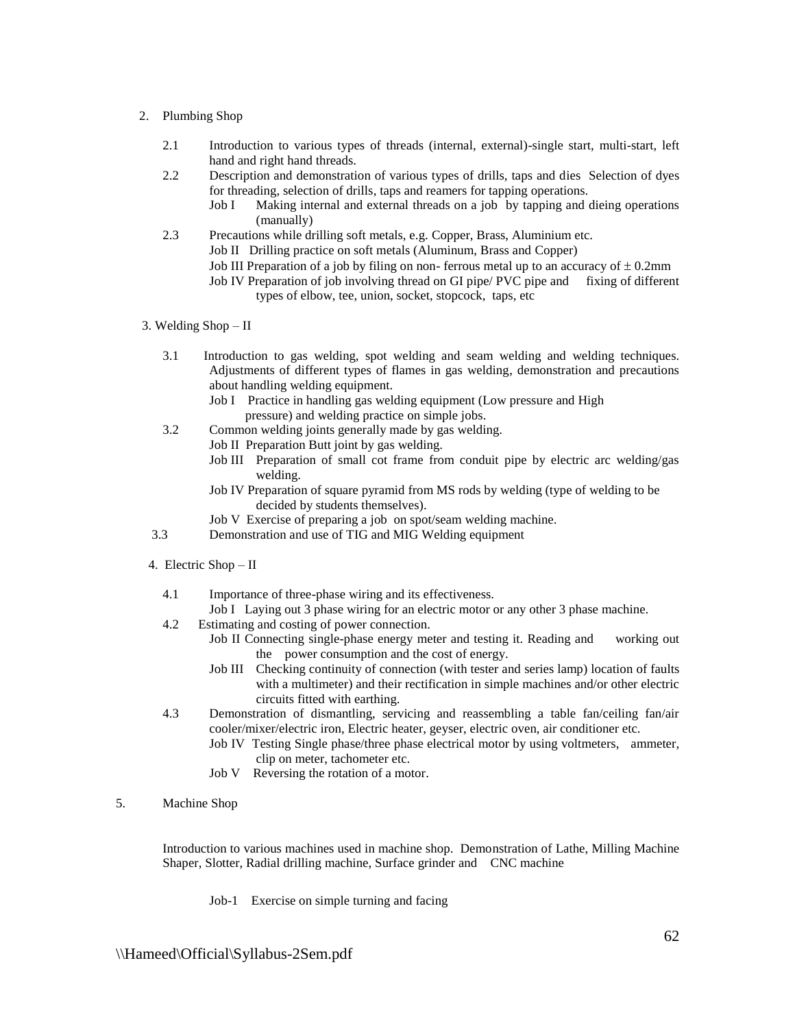2. Plumbing Shop

   2.1 Introduction to various types of threads (internal, external)-single start, multi-start, left hand and right hand threads.

   2.2 Description and demonstration of various types of drills, taps and dies Selection of dyes for threading, selection of drills, taps and reamers for tapping operations.

   Job I Making internal and external threads on a job by tapping and dieing operations (manually)

   2.3 Precautions while drilling soft metals, e.g. Copper, Brass, Aluminium etc.

   Job II Drilling practice on soft metals (Aluminum, Brass and Copper)

   Job III Preparation of a job by filing on non- ferrous metal up to an accuracy of $\pm$ 0.2mm

   Job IV Preparation of job involving thread on GI pipe/ PVC pipe and fixing of different types of elbow, tee, union, socket, stopcock, taps, etc

3. Welding Shop – II

   3.1 Introduction to gas welding, spot welding and seam welding and welding techniques. Adjustments of different types of flames in gas welding, demonstration and precautions about handling welding equipment.

   Job I Practice in handling gas welding equipment (Low pressure and High pressure) and welding practice on simple jobs.

   3.2 Common welding joints generally made by gas welding.

   Job II Preparation Butt joint by gas welding.

   Job III Preparation of small cot frame from conduit pipe by electric arc welding/gas welding.

   Job IV Preparation of square pyramid from MS rods by welding (type of welding to be decided by students themselves).

   Job V Exercise of preparing a job on spot/seam welding machine.

   3.3 Demonstration and use of TIG and MIG Welding equipment

4. Electric Shop – II

   4.1 Importance of three-phase wiring and its effectiveness.

   Job I Laying out 3 phase wiring for an electric motor or any other 3 phase machine.

   4.2 Estimating and costing of power connection.

   Job II Connecting single-phase energy meter and testing it. Reading and working out the power consumption and the cost of energy.

   Job III Checking continuity of connection (with tester and series lamp) location of faults with a multimeter) and their rectification in simple machines and/or other electric circuits fitted with earthing.

   4.3 Demonstration of dismantling, servicing and reassembling a table fan/ceiling fan/air cooler/mixer/electric iron, Electric heater, geyser, electric oven, air conditioner etc.

   Job IV Testing Single phase/three phase electrical motor by using voltmeters, ammeter, clip on meter, tachometer etc.

   Job V Reversing the rotation of a motor.

5. Machine Shop

   Introduction to various machines used in machine shop. Demonstration of Lathe, Milling Machine Shaper, Slotter, Radial drilling machine, Surface grinder and CNC machine

   Job-1 Exercise on simple turning and facing

\\Hameed\Official\Syllabus-2Sem.pdf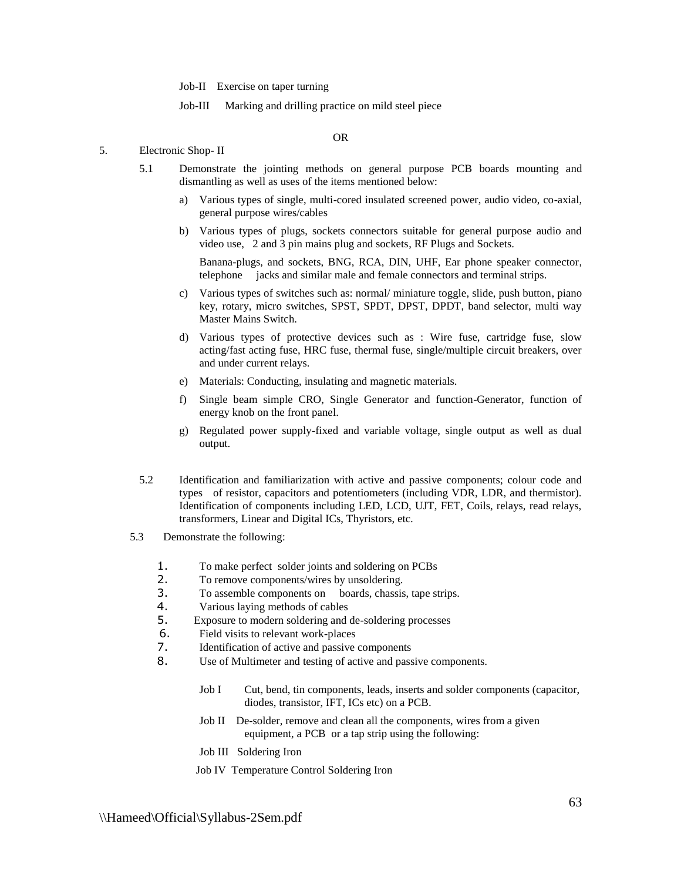Job-II Exercise on taper turning

Job-III Marking and drilling practice on mild steel piece

OR

5. Electronic Shop- II

5.1 Demonstrate the jointing methods on general purpose PCB boards mounting and dismantling as well as uses of the items mentioned below:

a) Various types of single, multi-cored insulated screened power, audio video, co-axial, general purpose wires/cables

b) Various types of plugs, sockets connectors suitable for general purpose audio and video use, 2 and 3 pin mains plug and sockets, RF Plugs and Sockets.

Banana-plugs, and sockets, BNG, RCA, DIN, UHF, Ear phone speaker connector, telephone jacks and similar male and female connectors and terminal strips.

c) Various types of switches such as: normal/ miniature toggle, slide, push button, piano key, rotary, micro switches, SPST, SPDT, DPST, DPDT, band selector, multi way Master Mains Switch.

d) Various types of protective devices such as : Wire fuse, cartridge fuse, slow acting/fast acting fuse, HRC fuse, thermal fuse, single/multiple circuit breakers, over and under current relays.

e) Materials: Conducting, insulating and magnetic materials.

f) Single beam simple CRO, Single Generator and function-Generator, function of energy knob on the front panel.

g) Regulated power supply-fixed and variable voltage, single output as well as dual output.

5.2 Identification and familiarization with active and passive components; colour code and types of resistor, capacitors and potentiometers (including VDR, LDR, and thermistor). Identification of components including LED, LCD, UJT, FET, Coils, relays, read relays, transformers, Linear and Digital ICs, Thyristors, etc.

5.3 Demonstrate the following:

1. To make perfect solder joints and soldering on PCBs
2. To remove components/wires by unsoldering.
3. To assemble components on boards, chassis, tape strips.
4. Various laying methods of cables
5. Exposure to modern soldering and de-soldering processes
6. Field visits to relevant work-places
7. Identification of active and passive components
8. Use of Multimeter and testing of active and passive components.

Job I Cut, bend, tin components, leads, inserts and solder components (capacitor, diodes, transistor, IFT, ICs etc) on a PCB.

Job II De-solder, remove and clean all the components, wires from a given equipment, a PCB or a tap strip using the following:

Job III Soldering Iron

Job IV Temperature Control Soldering Iron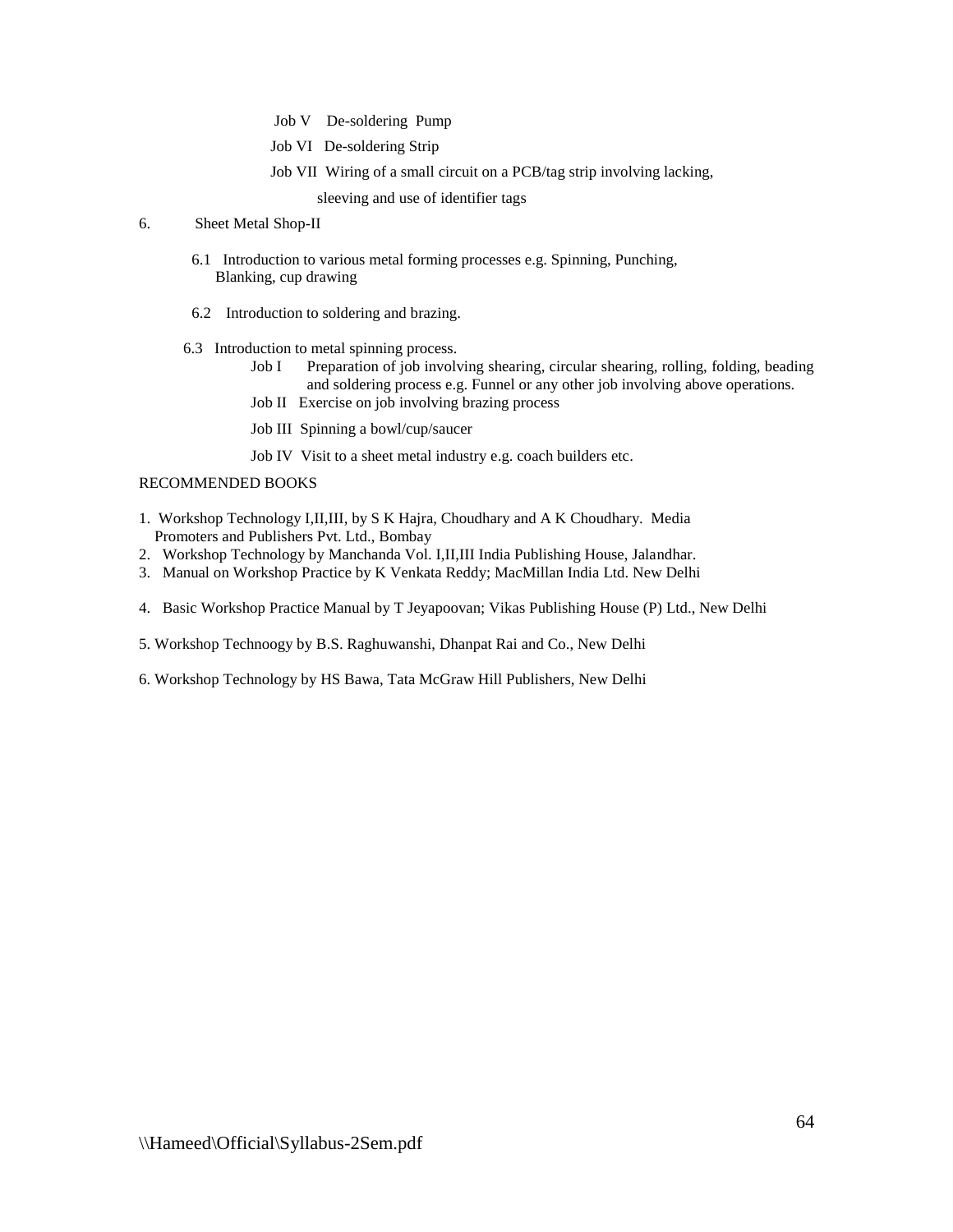Job V De-soldering Pump

Job VI De-soldering Strip

Job VII Wiring of a small circuit on a PCB/tag strip involving lacking, sleeving and use of identifier tags

6. Sheet Metal Shop-II

   6.1 Introduction to various metal forming processes e.g. Spinning, Punching, Blanking, cup drawing

   6.2 Introduction to soldering and brazing.

   6.3 Introduction to metal spinning process.

   Job I Preparation of job involving shearing, circular shearing, rolling, folding, beading and soldering process e.g. Funnel or any other job involving above operations.

   Job II Exercise on job involving brazing process

   Job III Spinning a bowl/cup/saucer

   Job IV Visit to a sheet metal industry e.g. coach builders etc.

RECOMMENDED BOOKS

1. Workshop Technology I,II,III, by S K Hajra, Choudhary and A K Choudhary. Media Promoters and Publishers Pvt. Ltd., Bombay
2. Workshop Technology by Manchanda Vol. I,II,III India Publishing House, Jalandhar.
3. Manual on Workshop Practice by K Venkata Reddy; MacMillan India Ltd. New Delhi
4. Basic Workshop Practice Manual by T Jeyapoovan; Vikas Publishing House (P) Ltd., New Delhi
5. Workshop Technoogy by B.S. Raghuwanshi, Dhanpat Rai and Co., New Delhi
6. Workshop Technology by HS Bawa, Tata McGraw Hill Publishers, New Delhi